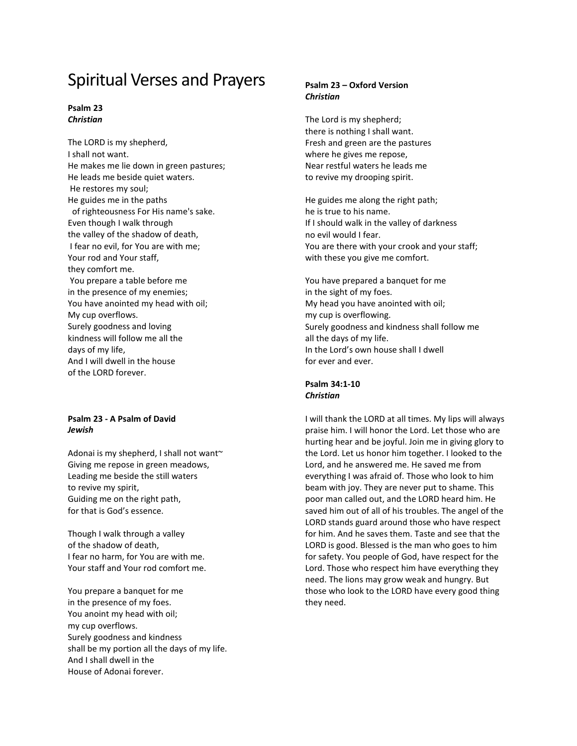# Spiritual Verses and Prayers

**Psalm 23**
***Christian***

The LORD is my shepherd,
I shall not want.
He makes me lie down in green pastures;
He leads me beside quiet waters.
He restores my soul;
He guides me in the paths
of righteousness For His name's sake.
Even though I walk through
the valley of the shadow of death,
I fear no evil, for You are with me;
Your rod and Your staff,
they comfort me.
You prepare a table before me
in the presence of my enemies;
You have anointed my head with oil;
My cup overflows.
Surely goodness and loving
kindness will follow me all the
days of my life,
And I will dwell in the house
of the LORD forever.

**Psalm 23 - A Psalm of David**
***Jewish***

Adonai is my shepherd, I shall not want~
Giving me repose in green meadows,
Leading me beside the still waters
to revive my spirit,
Guiding me on the right path,
for that is God's essence.

Though I walk through a valley
of the shadow of death,
I fear no harm, for You are with me.
Your staff and Your rod comfort me.

You prepare a banquet for me
in the presence of my foes.
You anoint my head with oil;
my cup overflows.
Surely goodness and kindness
shall be my portion all the days of my life.
And I shall dwell in the
House of Adonai forever.

**Psalm 23 – Oxford Version**
***Christian***

The Lord is my shepherd;
there is nothing I shall want.
Fresh and green are the pastures
where he gives me repose,
Near restful waters he leads me
to revive my drooping spirit.

He guides me along the right path;
he is true to his name.
If I should walk in the valley of darkness
no evil would I fear.
You are there with your crook and your staff;
with these you give me comfort.

You have prepared a banquet for me
in the sight of my foes.
My head you have anointed with oil;
my cup is overflowing.
Surely goodness and kindness shall follow me
all the days of my life.
In the Lord's own house shall I dwell
for ever and ever.

**Psalm 34:1-10**
***Christian***

I will thank the LORD at all times. My lips will always praise him. I will honor the Lord. Let those who are hurting hear and be joyful. Join me in giving glory to the Lord. Let us honor him together. I looked to the Lord, and he answered me. He saved me from everything I was afraid of. Those who look to him beam with joy. They are never put to shame. This poor man called out, and the LORD heard him. He saved him out of all of his troubles. The angel of the LORD stands guard around those who have respect for him. And he saves them. Taste and see that the LORD is good. Blessed is the man who goes to him for safety. You people of God, have respect for the Lord. Those who respect him have everything they need. The lions may grow weak and hungry. But those who look to the LORD have every good thing they need.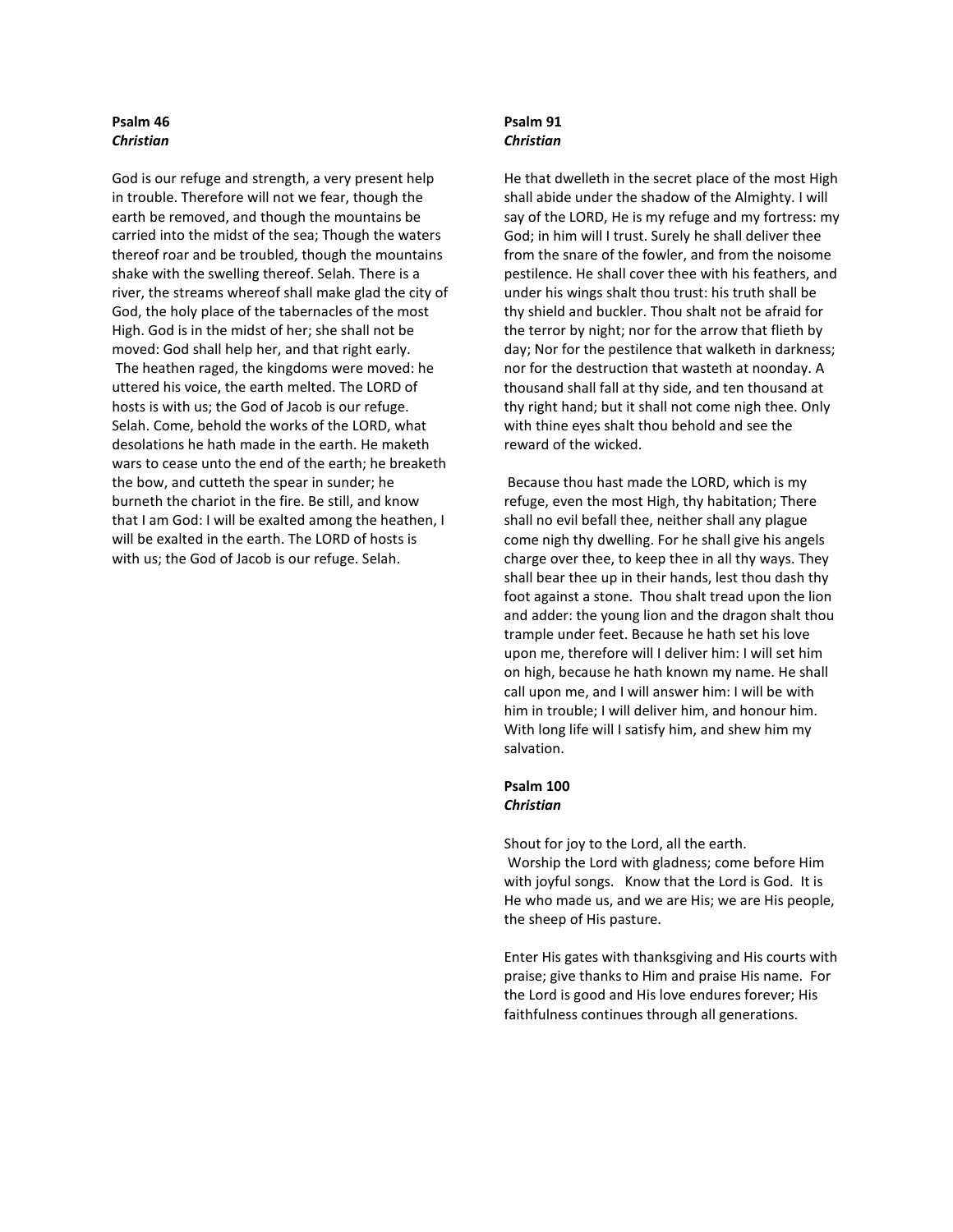**Psalm 46**
***Christian***

God is our refuge and strength, a very present help in trouble. Therefore will not we fear, though the earth be removed, and though the mountains be carried into the midst of the sea; Though the waters thereof roar and be troubled, though the mountains shake with the swelling thereof. Selah. There is a river, the streams whereof shall make glad the city of God, the holy place of the tabernacles of the most High. God is in the midst of her; she shall not be moved: God shall help her, and that right early. The heathen raged, the kingdoms were moved: he uttered his voice, the earth melted. The LORD of hosts is with us; the God of Jacob is our refuge. Selah. Come, behold the works of the LORD, what desolations he hath made in the earth. He maketh wars to cease unto the end of the earth; he breaketh the bow, and cutteth the spear in sunder; he burneth the chariot in the fire. Be still, and know that I am God: I will be exalted among the heathen, I will be exalted in the earth. The LORD of hosts is with us; the God of Jacob is our refuge. Selah.

**Psalm 91**
***Christian***

He that dwelleth in the secret place of the most High shall abide under the shadow of the Almighty. I will say of the LORD, He is my refuge and my fortress: my God; in him will I trust. Surely he shall deliver thee from the snare of the fowler, and from the noisome pestilence. He shall cover thee with his feathers, and under his wings shalt thou trust: his truth shall be thy shield and buckler. Thou shalt not be afraid for the terror by night; nor for the arrow that flieth by day; Nor for the pestilence that walketh in darkness; nor for the destruction that wasteth at noonday. A thousand shall fall at thy side, and ten thousand at thy right hand; but it shall not come nigh thee. Only with thine eyes shalt thou behold and see the reward of the wicked.

Because thou hast made the LORD, which is my refuge, even the most High, thy habitation; There shall no evil befall thee, neither shall any plague come nigh thy dwelling. For he shall give his angels charge over thee, to keep thee in all thy ways. They shall bear thee up in their hands, lest thou dash thy foot against a stone. Thou shalt tread upon the lion and adder: the young lion and the dragon shalt thou trample under feet. Because he hath set his love upon me, therefore will I deliver him: I will set him on high, because he hath known my name. He shall call upon me, and I will answer him: I will be with him in trouble; I will deliver him, and honour him. With long life will I satisfy him, and shew him my salvation.

**Psalm 100**
***Christian***

Shout for joy to the Lord, all the earth.
Worship the Lord with gladness; come before Him with joyful songs. Know that the Lord is God. It is He who made us, and we are His; we are His people, the sheep of His pasture.

Enter His gates with thanksgiving and His courts with praise; give thanks to Him and praise His name. For the Lord is good and His love endures forever; His faithfulness continues through all generations.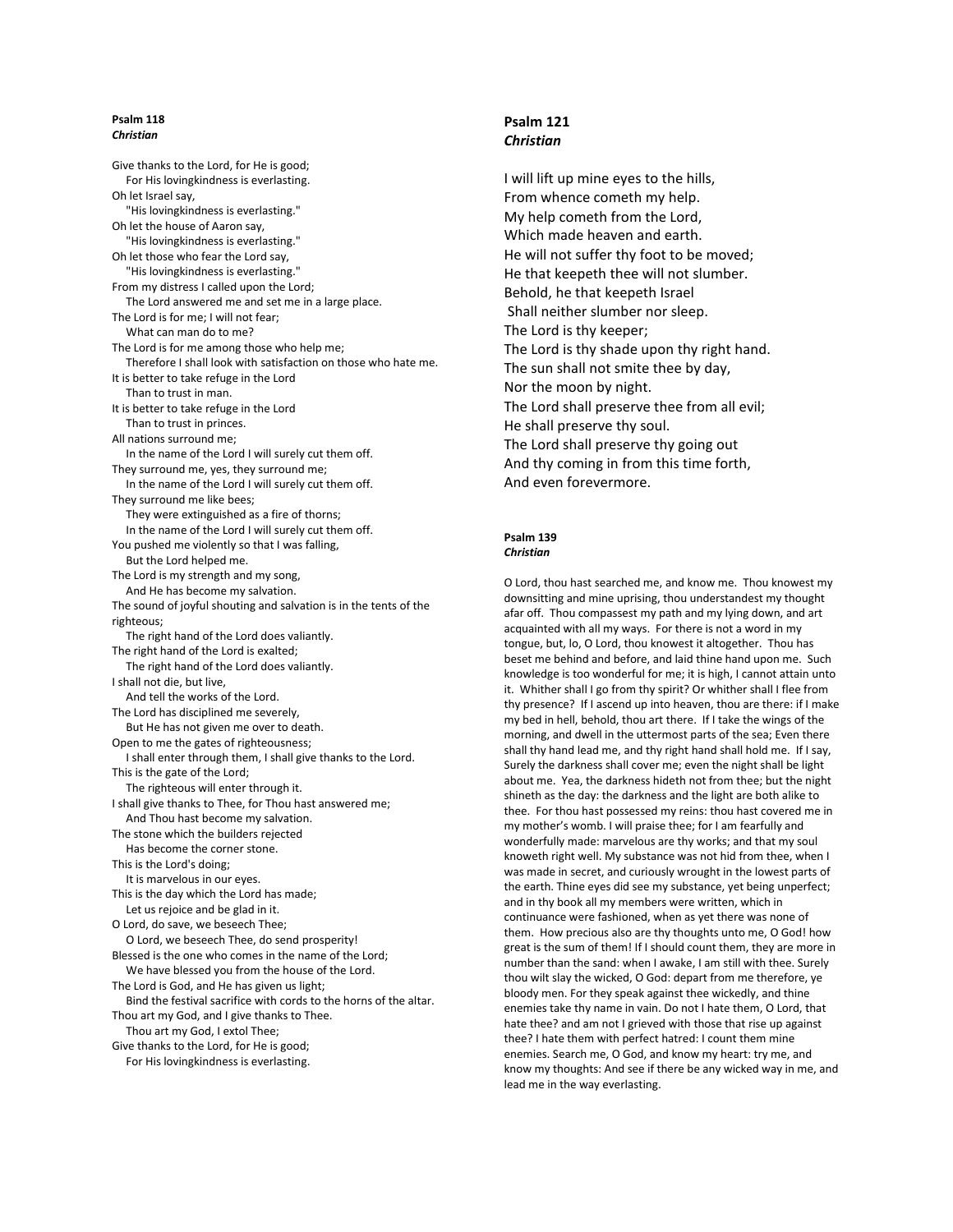**Psalm 118**
***Christian***

Give thanks to the Lord, for He is good;
For His lovingkindness is everlasting.
Oh let Israel say,
"His lovingkindness is everlasting."
Oh let the house of Aaron say,
"His lovingkindness is everlasting."
Oh let those who fear the Lord say,
"His lovingkindness is everlasting."
From my distress I called upon the Lord;
The Lord answered me and set me in a large place.
The Lord is for me; I will not fear;
What can man do to me?
The Lord is for me among those who help me;
Therefore I shall look with satisfaction on those who hate me.
It is better to take refuge in the Lord
Than to trust in man.
It is better to take refuge in the Lord
Than to trust in princes.
All nations surround me;
In the name of the Lord I will surely cut them off.
They surround me, yes, they surround me;
In the name of the Lord I will surely cut them off.
They surround me like bees;
They were extinguished as a fire of thorns;
In the name of the Lord I will surely cut them off.
You pushed me violently so that I was falling,
But the Lord helped me.
The Lord is my strength and my song,
And He has become my salvation.
The sound of joyful shouting and salvation is in the tents of the righteous;
The right hand of the Lord does valiantly.
The right hand of the Lord is exalted;
The right hand of the Lord does valiantly.
I shall not die, but live,
And tell the works of the Lord.
The Lord has disciplined me severely,
But He has not given me over to death.
Open to me the gates of righteousness;
I shall enter through them, I shall give thanks to the Lord.
This is the gate of the Lord;
The righteous will enter through it.
I shall give thanks to Thee, for Thou hast answered me;
And Thou hast become my salvation.
The stone which the builders rejected
Has become the corner stone.
This is the Lord's doing;
It is marvelous in our eyes.
This is the day which the Lord has made;
Let us rejoice and be glad in it.
O Lord, do save, we beseech Thee;
O Lord, we beseech Thee, do send prosperity!
Blessed is the one who comes in the name of the Lord;
We have blessed you from the house of the Lord.
The Lord is God, and He has given us light;
Bind the festival sacrifice with cords to the horns of the altar.
Thou art my God, and I give thanks to Thee.
Thou art my God, I extol Thee;
Give thanks to the Lord, for He is good;
For His lovingkindness is everlasting.

**Psalm 121**
***Christian***

I will lift up mine eyes to the hills,
From whence cometh my help.
My help cometh from the Lord,
Which made heaven and earth.
He will not suffer thy foot to be moved;
He that keepeth thee will not slumber.
Behold, he that keepeth Israel
Shall neither slumber nor sleep.
The Lord is thy keeper;
The Lord is thy shade upon thy right hand.
The sun shall not smite thee by day,
Nor the moon by night.
The Lord shall preserve thee from all evil;
He shall preserve thy soul.
The Lord shall preserve thy going out
And thy coming in from this time forth,
And even forevermore.

**Psalm 139**
***Christian***

O Lord, thou hast searched me, and know me. Thou knowest my downsitting and mine uprising, thou understandest my thought afar off. Thou compassest my path and my lying down, and art acquainted with all my ways. For there is not a word in my tongue, but, lo, O Lord, thou knowest it altogether. Thou has beset me behind and before, and laid thine hand upon me. Such knowledge is too wonderful for me; it is high, I cannot attain unto it. Whither shall I go from thy spirit? Or whither shall I flee from thy presence? If I ascend up into heaven, thou are there: if I make my bed in hell, behold, thou art there. If I take the wings of the morning, and dwell in the uttermost parts of the sea; Even there shall thy hand lead me, and thy right hand shall hold me. If I say, Surely the darkness shall cover me; even the night shall be light about me. Yea, the darkness hideth not from thee; but the night shineth as the day: the darkness and the light are both alike to thee. For thou hast possessed my reins: thou hast covered me in my mother's womb. I will praise thee; for I am fearfully and wonderfully made: marvelous are thy works; and that my soul knoweth right well. My substance was not hid from thee, when I was made in secret, and curiously wrought in the lowest parts of the earth. Thine eyes did see my substance, yet being unperfect; and in thy book all my members were written, which in continuance were fashioned, when as yet there was none of them. How precious also are thy thoughts unto me, O God! how great is the sum of them! If I should count them, they are more in number than the sand: when I awake, I am still with thee. Surely thou wilt slay the wicked, O God: depart from me therefore, ye bloody men. For they speak against thee wickedly, and thine enemies take thy name in vain. Do not I hate them, O Lord, that hate thee? and am not I grieved with those that rise up against thee? I hate them with perfect hatred: I count them mine enemies. Search me, O God, and know my heart: try me, and know my thoughts: And see if there be any wicked way in me, and lead me in the way everlasting.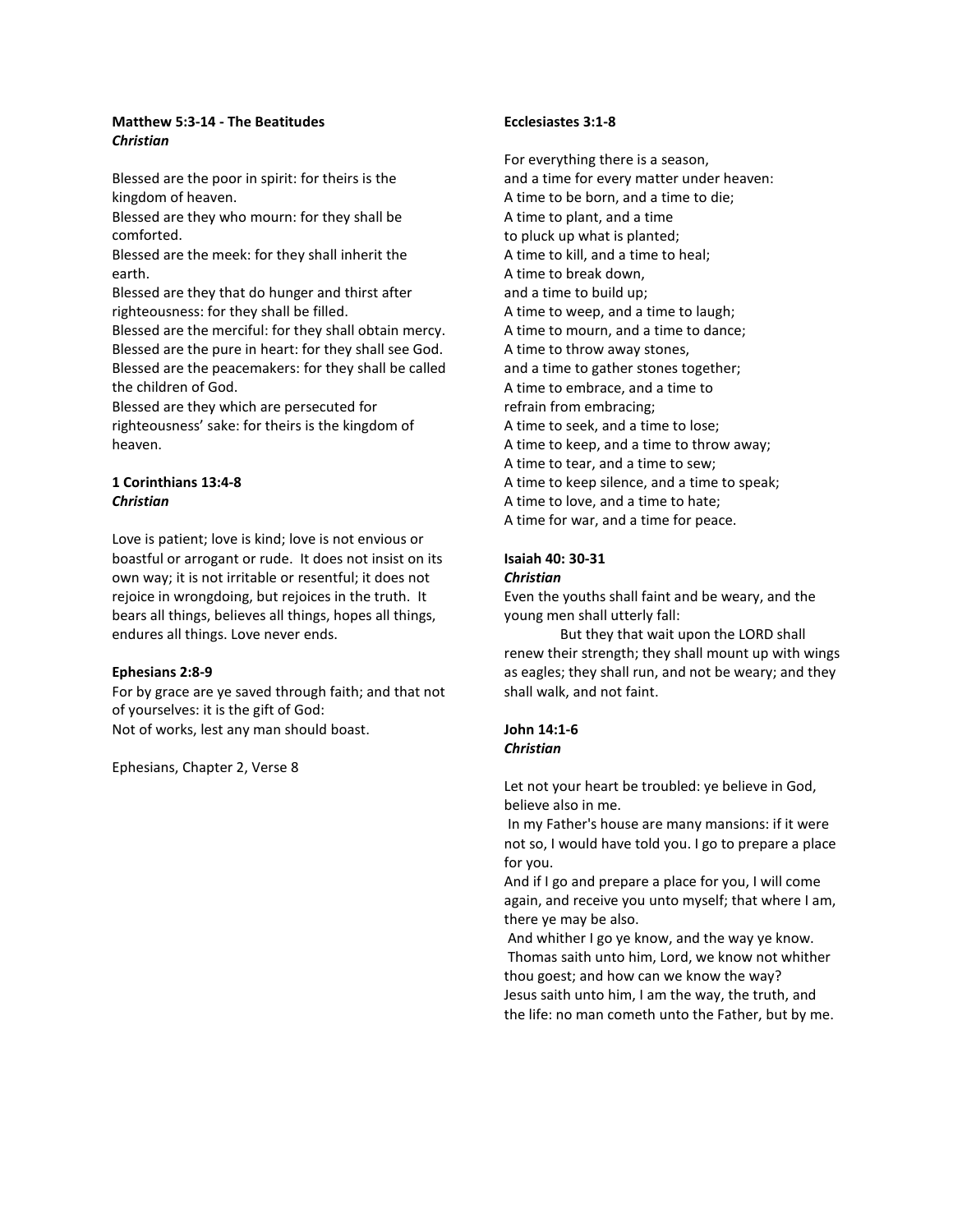**Matthew 5:3-14 - The Beatitudes**
***Christian***

Blessed are the poor in spirit: for theirs is the kingdom of heaven.
Blessed are they who mourn: for they shall be comforted.
Blessed are the meek: for they shall inherit the earth.
Blessed are they that do hunger and thirst after righteousness: for they shall be filled.
Blessed are the merciful: for they shall obtain mercy.
Blessed are the pure in heart: for they shall see God.
Blessed are the peacemakers: for they shall be called the children of God.
Blessed are they which are persecuted for righteousness' sake: for theirs is the kingdom of heaven.

**1 Corinthians 13:4-8**
***Christian***

Love is patient; love is kind; love is not envious or boastful or arrogant or rude. It does not insist on its own way; it is not irritable or resentful; it does not rejoice in wrongdoing, but rejoices in the truth. It bears all things, believes all things, hopes all things, endures all things. Love never ends.

**Ephesians 2:8-9**
For by grace are ye saved through faith; and that not of yourselves: it is the gift of God:
Not of works, lest any man should boast.

Ephesians, Chapter 2, Verse 8

**Ecclesiastes 3:1-8**

For everything there is a season,
and a time for every matter under heaven:
A time to be born, and a time to die;
A time to plant, and a time
to pluck up what is planted;
A time to kill, and a time to heal;
A time to break down,
and a time to build up;
A time to weep, and a time to laugh;
A time to mourn, and a time to dance;
A time to throw away stones,
and a time to gather stones together;
A time to embrace, and a time to
refrain from embracing;
A time to seek, and a time to lose;
A time to keep, and a time to throw away;
A time to tear, and a time to sew;
A time to keep silence, and a time to speak;
A time to love, and a time to hate;
A time for war, and a time for peace.

**Isaiah 40: 30-31**
***Christian***
Even the youths shall faint and be weary, and the young men shall utterly fall:
But they that wait upon the LORD shall renew their strength; they shall mount up with wings as eagles; they shall run, and not be weary; and they shall walk, and not faint.

**John 14:1-6**
***Christian***

Let not your heart be troubled: ye believe in God, believe also in me.
In my Father's house are many mansions: if it were not so, I would have told you. I go to prepare a place for you.
And if I go and prepare a place for you, I will come again, and receive you unto myself; that where I am, there ye may be also.
And whither I go ye know, and the way ye know.
Thomas saith unto him, Lord, we know not whither thou goest; and how can we know the way?
Jesus saith unto him, I am the way, the truth, and the life: no man cometh unto the Father, but by me.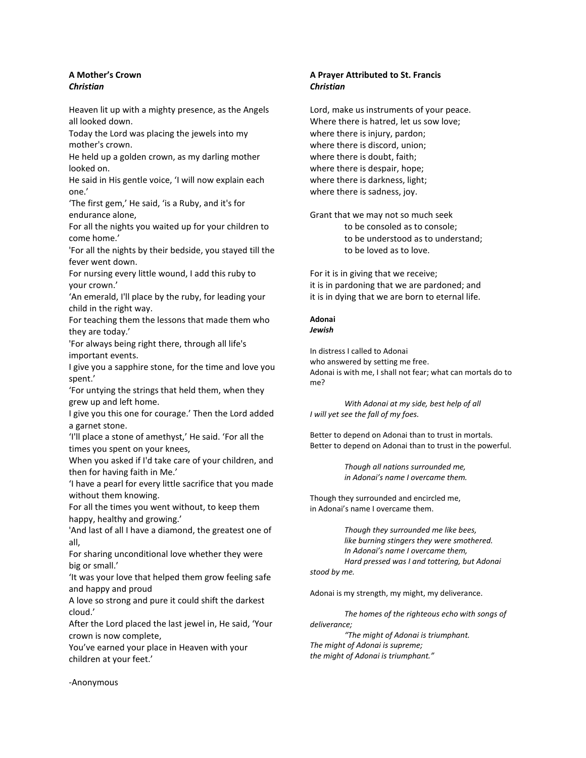**A Mother's Crown**
***Christian***

Heaven lit up with a mighty presence, as the Angels all looked down.
Today the Lord was placing the jewels into my mother's crown.
He held up a golden crown, as my darling mother looked on.
He said in His gentle voice, 'I will now explain each one.'
'The first gem,' He said, 'is a Ruby, and it's for endurance alone,
For all the nights you waited up for your children to come home.'
'For all the nights by their bedside, you stayed till the fever went down.
For nursing every little wound, I add this ruby to your crown.'
'An emerald, I'll place by the ruby, for leading your child in the right way.
For teaching them the lessons that made them who they are today.'
'For always being right there, through all life's important events.
I give you a sapphire stone, for the time and love you spent.'
'For untying the strings that held them, when they grew up and left home.
I give you this one for courage.' Then the Lord added a garnet stone.
'I'll place a stone of amethyst,' He said. 'For all the times you spent on your knees,
When you asked if I'd take care of your children, and then for having faith in Me.'
'I have a pearl for every little sacrifice that you made without them knowing.
For all the times you went without, to keep them happy, healthy and growing.'
'And last of all I have a diamond, the greatest one of all,
For sharing unconditional love whether they were big or small.'
'It was your love that helped them grow feeling safe and happy and proud
A love so strong and pure it could shift the darkest cloud.'
After the Lord placed the last jewel in, He said, 'Your crown is now complete,
You've earned your place in Heaven with your children at your feet.'

-Anonymous

**A Prayer Attributed to St. Francis**
***Christian***

Lord, make us instruments of your peace.
Where there is hatred, let us sow love;
where there is injury, pardon;
where there is discord, union;
where there is doubt, faith;
where there is despair, hope;
where there is darkness, light;
where there is sadness, joy.

Grant that we may not so much seek
to be consoled as to console;
to be understood as to understand;
to be loved as to love.

For it is in giving that we receive;
it is in pardoning that we are pardoned; and
it is in dying that we are born to eternal life.

**Adonai**
***Jewish***

In distress I called to Adonai
who answered by setting me free.
Adonai is with me, I shall not fear; what can mortals do to me?

*With Adonai at my side, best help of all*
*I will yet see the fall of my foes.*

Better to depend on Adonai than to trust in mortals.
Better to depend on Adonai than to trust in the powerful.

*Though all nations surrounded me,*
*in Adonai's name I overcame them.*

Though they surrounded and encircled me,
in Adonai's name I overcame them.

*Though they surrounded me like bees,*
*like burning stingers they were smothered.*
*In Adonai's name I overcame them,*
*Hard pressed was I and tottering, but Adonai stood by me.*

Adonai is my strength, my might, my deliverance.

*The homes of the righteous echo with songs of deliverance;*
*"The might of Adonai is triumphant.*
*The might of Adonai is supreme;*
*the might of Adonai is triumphant."*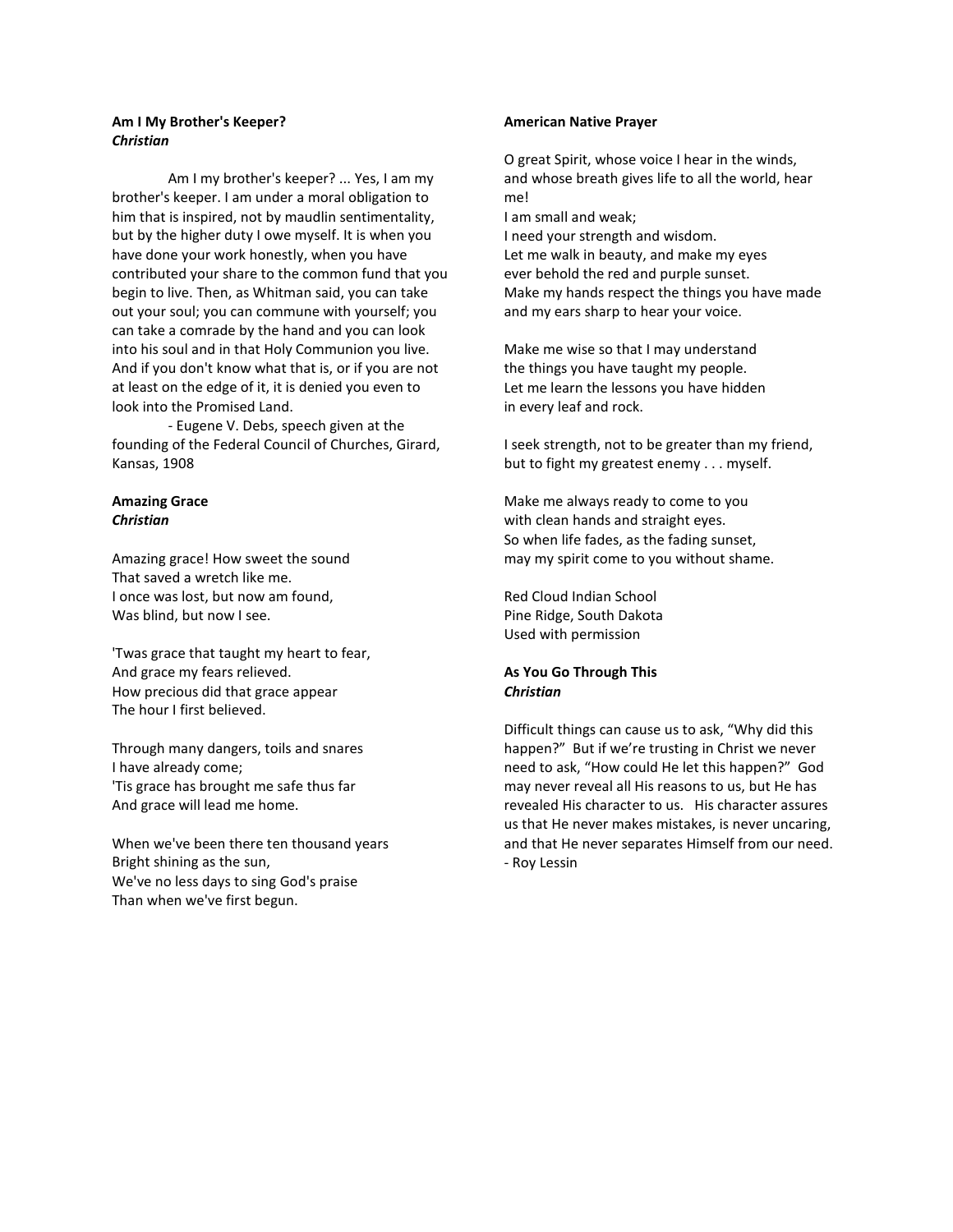**Am I My Brother's Keeper?**
***Christian***

Am I my brother's keeper? ... Yes, I am my brother's keeper. I am under a moral obligation to him that is inspired, not by maudlin sentimentality, but by the higher duty I owe myself. It is when you have done your work honestly, when you have contributed your share to the common fund that you begin to live. Then, as Whitman said, you can take out your soul; you can commune with yourself; you can take a comrade by the hand and you can look into his soul and in that Holy Communion you live. And if you don't know what that is, or if you are not at least on the edge of it, it is denied you even to look into the Promised Land.

- Eugene V. Debs, speech given at the founding of the Federal Council of Churches, Girard, Kansas, 1908

**Amazing Grace**
***Christian***

Amazing grace! How sweet the sound
That saved a wretch like me.
I once was lost, but now am found,
Was blind, but now I see.

'Twas grace that taught my heart to fear,
And grace my fears relieved.
How precious did that grace appear
The hour I first believed.

Through many dangers, toils and snares
I have already come;
'Tis grace has brought me safe thus far
And grace will lead me home.

When we've been there ten thousand years
Bright shining as the sun,
We've no less days to sing God's praise
Than when we've first begun.

**American Native Prayer**

O great Spirit, whose voice I hear in the winds,
and whose breath gives life to all the world, hear me!
I am small and weak;
I need your strength and wisdom.
Let me walk in beauty, and make my eyes
ever behold the red and purple sunset.
Make my hands respect the things you have made
and my ears sharp to hear your voice.

Make me wise so that I may understand
the things you have taught my people.
Let me learn the lessons you have hidden
in every leaf and rock.

I seek strength, not to be greater than my friend,
but to fight my greatest enemy . . . myself.

Make me always ready to come to you
with clean hands and straight eyes.
So when life fades, as the fading sunset,
may my spirit come to you without shame.

Red Cloud Indian School
Pine Ridge, South Dakota
Used with permission

**As You Go Through This**
***Christian***

Difficult things can cause us to ask, "Why did this happen?" But if we're trusting in Christ we never need to ask, "How could He let this happen?" God may never reveal all His reasons to us, but He has revealed His character to us. His character assures us that He never makes mistakes, is never uncaring, and that He never separates Himself from our need.
- Roy Lessin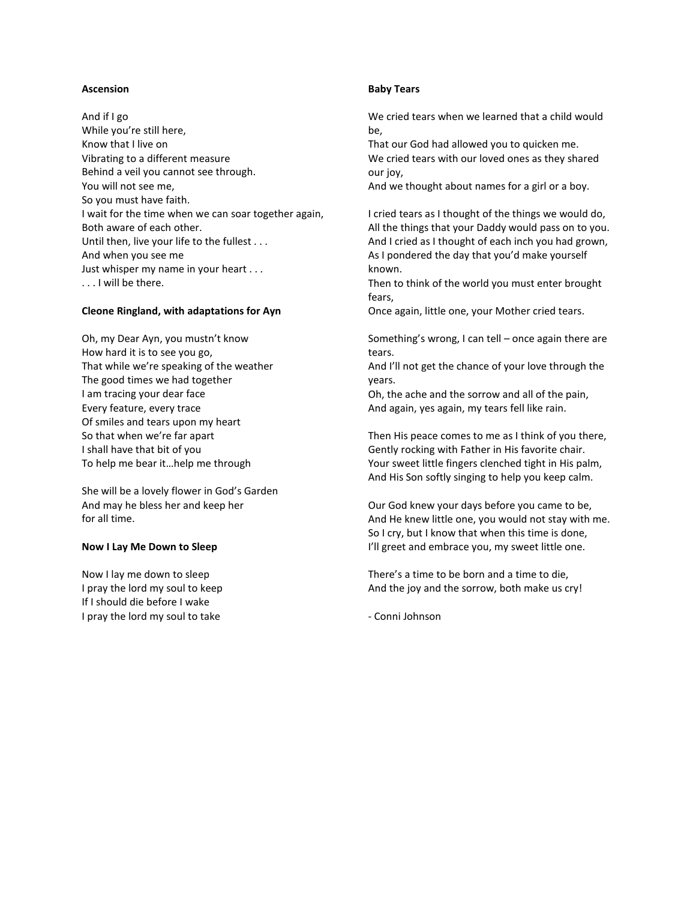**Ascension**

And if I go  
While you're still here,  
Know that I live on  
Vibrating to a different measure  
Behind a veil you cannot see through.  
You will not see me,  
So you must have faith.  
I wait for the time when we can soar together again,  
Both aware of each other.  
Until then, live your life to the fullest . . .  
And when you see me  
Just whisper my name in your heart . . .  
. . . I will be there.

**Cleone Ringland, with adaptations for Ayn**

Oh, my Dear Ayn, you mustn't know  
How hard it is to see you go,  
That while we're speaking of the weather  
The good times we had together  
I am tracing your dear face  
Every feature, every trace  
Of smiles and tears upon my heart  
So that when we're far apart  
I shall have that bit of you  
To help me bear it…help me through

She will be a lovely flower in God's Garden  
And may he bless her and keep her  
for all time.

**Now I Lay Me Down to Sleep**

Now I lay me down to sleep  
I pray the lord my soul to keep  
If I should die before I wake  
I pray the lord my soul to take

**Baby Tears**

We cried tears when we learned that a child would be,  
That our God had allowed you to quicken me.  
We cried tears with our loved ones as they shared our joy,  
And we thought about names for a girl or a boy.

I cried tears as I thought of the things we would do,  
All the things that your Daddy would pass on to you.  
And I cried as I thought of each inch you had grown,  
As I pondered the day that you'd make yourself known.  
Then to think of the world you must enter brought fears,  
Once again, little one, your Mother cried tears.

Something's wrong, I can tell – once again there are tears.  
And I'll not get the chance of your love through the years.  
Oh, the ache and the sorrow and all of the pain,  
And again, yes again, my tears fell like rain.

Then His peace comes to me as I think of you there,  
Gently rocking with Father in His favorite chair.  
Your sweet little fingers clenched tight in His palm,  
And His Son softly singing to help you keep calm.

Our God knew your days before you came to be,  
And He knew little one, you would not stay with me.  
So I cry, but I know that when this time is done,  
I'll greet and embrace you, my sweet little one.

There's a time to be born and a time to die,  
And the joy and the sorrow, both make us cry!

- Conni Johnson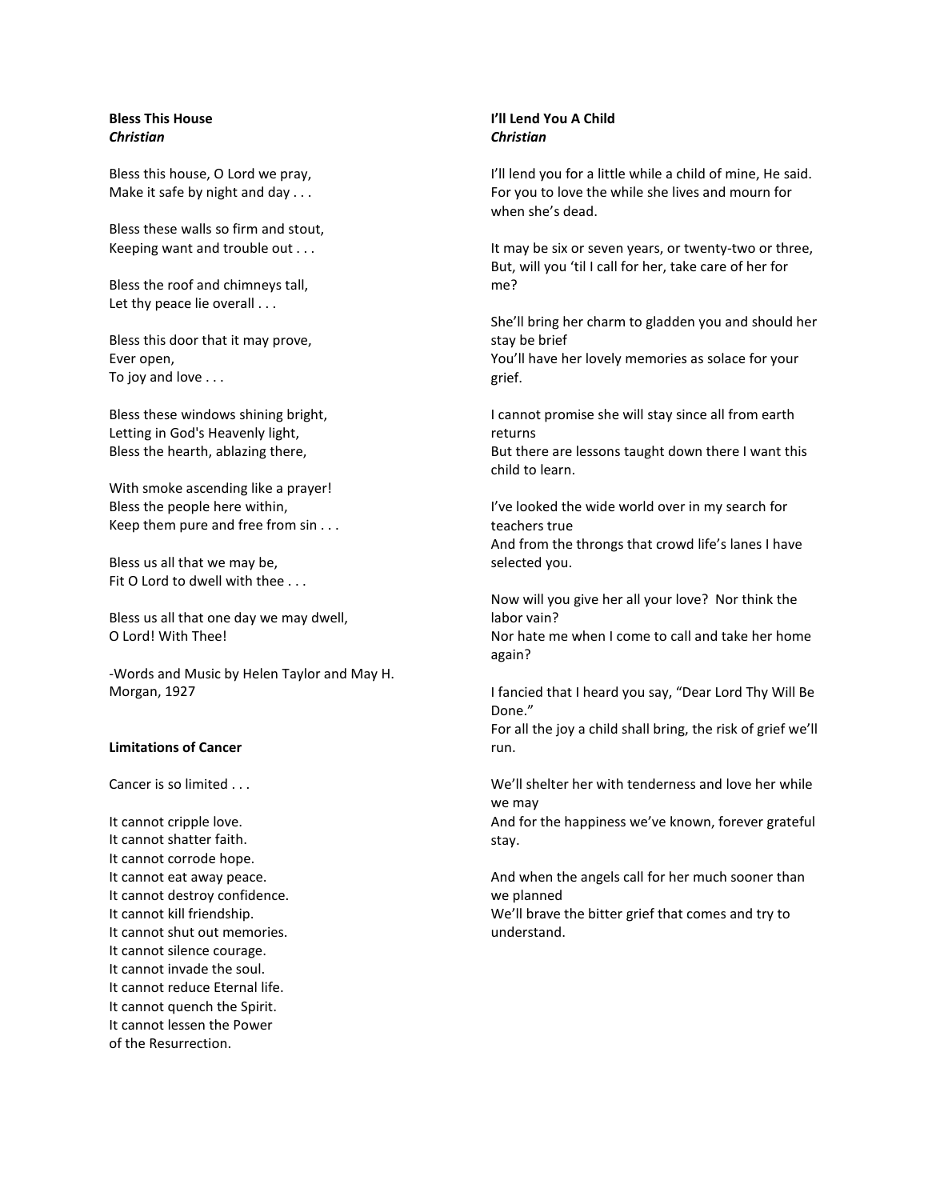**Bless This House**
***Christian***

Bless this house, O Lord we pray,
Make it safe by night and day . . .

Bless these walls so firm and stout,
Keeping want and trouble out . . .

Bless the roof and chimneys tall,
Let thy peace lie overall . . .

Bless this door that it may prove,
Ever open,
To joy and love . . .

Bless these windows shining bright,
Letting in God's Heavenly light,
Bless the hearth, ablazing there,

With smoke ascending like a prayer!
Bless the people here within,
Keep them pure and free from sin . . .

Bless us all that we may be,
Fit O Lord to dwell with thee . . .

Bless us all that one day we may dwell,
O Lord! With Thee!

-Words and Music by Helen Taylor and May H. Morgan, 1927

**Limitations of Cancer**

Cancer is so limited . . .

It cannot cripple love.
It cannot shatter faith.
It cannot corrode hope.
It cannot eat away peace.
It cannot destroy confidence.
It cannot kill friendship.
It cannot shut out memories.
It cannot silence courage.
It cannot invade the soul.
It cannot reduce Eternal life.
It cannot quench the Spirit.
It cannot lessen the Power
of the Resurrection.

**I'll Lend You A Child**
***Christian***

I'll lend you for a little while a child of mine, He said.
For you to love the while she lives and mourn for when she's dead.

It may be six or seven years, or twenty-two or three,
But, will you 'til I call for her, take care of her for me?

She'll bring her charm to gladden you and should her stay be brief
You'll have her lovely memories as solace for your grief.

I cannot promise she will stay since all from earth returns
But there are lessons taught down there I want this child to learn.

I've looked the wide world over in my search for teachers true
And from the throngs that crowd life's lanes I have selected you.

Now will you give her all your love? Nor think the labor vain?
Nor hate me when I come to call and take her home again?

I fancied that I heard you say, "Dear Lord Thy Will Be Done."
For all the joy a child shall bring, the risk of grief we'll run.

We'll shelter her with tenderness and love her while we may
And for the happiness we've known, forever grateful stay.

And when the angels call for her much sooner than we planned
We'll brave the bitter grief that comes and try to understand.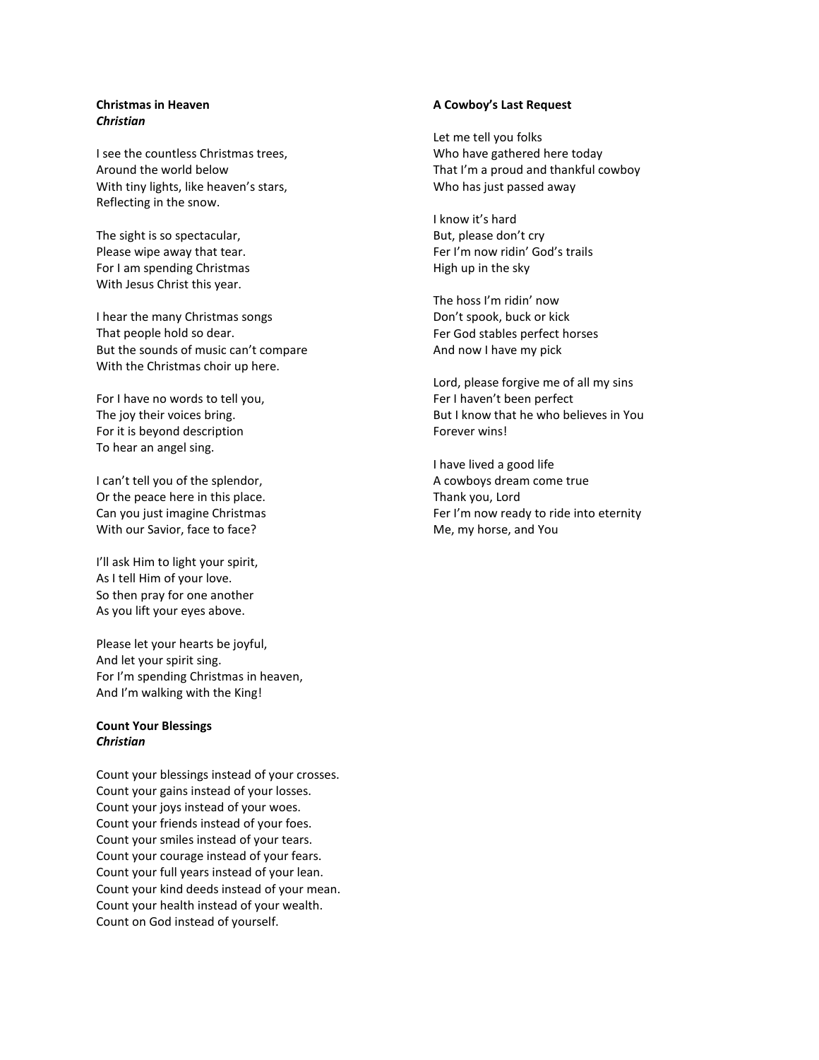**Christmas in Heaven**
***Christian***

I see the countless Christmas trees,
Around the world below
With tiny lights, like heaven's stars,
Reflecting in the snow.

The sight is so spectacular,
Please wipe away that tear.
For I am spending Christmas
With Jesus Christ this year.

I hear the many Christmas songs
That people hold so dear.
But the sounds of music can't compare
With the Christmas choir up here.

For I have no words to tell you,
The joy their voices bring.
For it is beyond description
To hear an angel sing.

I can't tell you of the splendor,
Or the peace here in this place.
Can you just imagine Christmas
With our Savior, face to face?

I'll ask Him to light your spirit,
As I tell Him of your love.
So then pray for one another
As you lift your eyes above.

Please let your hearts be joyful,
And let your spirit sing.
For I'm spending Christmas in heaven,
And I'm walking with the King!

**Count Your Blessings**
***Christian***

Count your blessings instead of your crosses.
Count your gains instead of your losses.
Count your joys instead of your woes.
Count your friends instead of your foes.
Count your smiles instead of your tears.
Count your courage instead of your fears.
Count your full years instead of your lean.
Count your kind deeds instead of your mean.
Count your health instead of your wealth.
Count on God instead of yourself.

**A Cowboy's Last Request**

Let me tell you folks
Who have gathered here today
That I'm a proud and thankful cowboy
Who has just passed away

I know it's hard
But, please don't cry
Fer I'm now ridin' God's trails
High up in the sky

The hoss I'm ridin' now
Don't spook, buck or kick
Fer God stables perfect horses
And now I have my pick

Lord, please forgive me of all my sins
Fer I haven't been perfect
But I know that he who believes in You
Forever wins!

I have lived a good life
A cowboys dream come true
Thank you, Lord
Fer I'm now ready to ride into eternity
Me, my horse, and You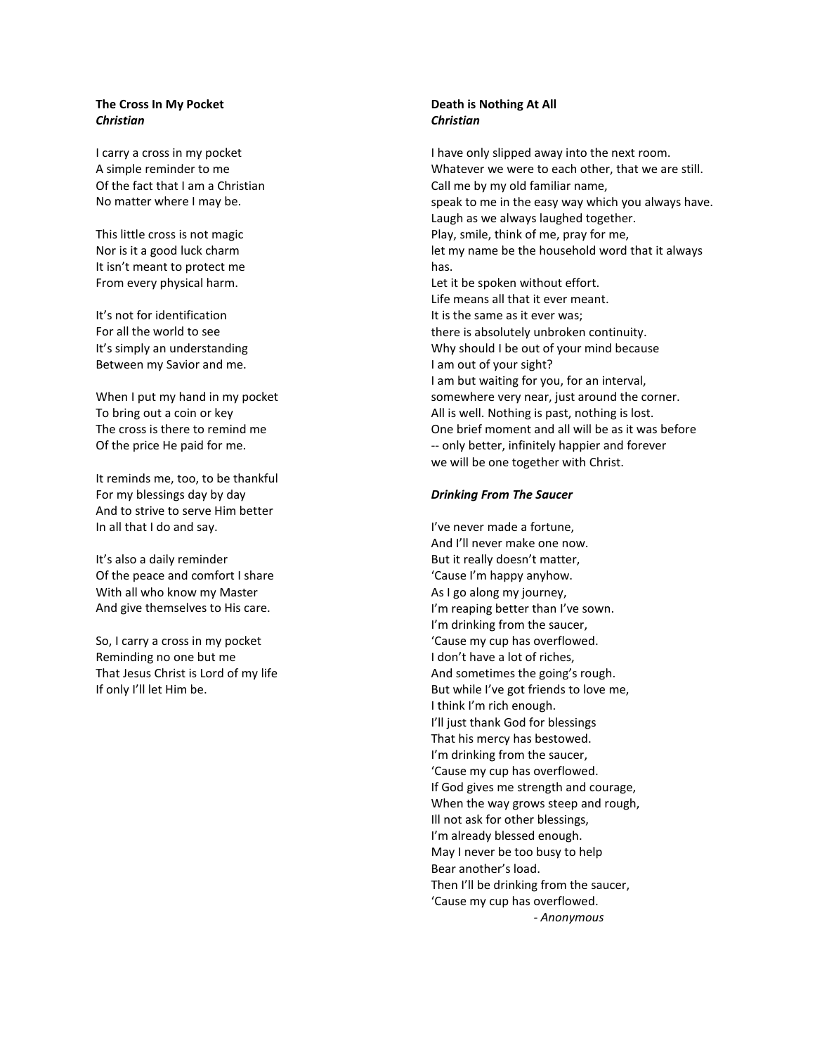**The Cross In My Pocket**
***Christian***

I carry a cross in my pocket
A simple reminder to me
Of the fact that I am a Christian
No matter where I may be.

This little cross is not magic
Nor is it a good luck charm
It isn't meant to protect me
From every physical harm.

It's not for identification
For all the world to see
It's simply an understanding
Between my Savior and me.

When I put my hand in my pocket
To bring out a coin or key
The cross is there to remind me
Of the price He paid for me.

It reminds me, too, to be thankful
For my blessings day by day
And to strive to serve Him better
In all that I do and say.

It's also a daily reminder
Of the peace and comfort I share
With all who know my Master
And give themselves to His care.

So, I carry a cross in my pocket
Reminding no one but me
That Jesus Christ is Lord of my life
If only I'll let Him be.

**Death is Nothing At All**
***Christian***

I have only slipped away into the next room.
Whatever we were to each other, that we are still.
Call me by my old familiar name,
speak to me in the easy way which you always have.
Laugh as we always laughed together.
Play, smile, think of me, pray for me,
let my name be the household word that it always has.
Let it be spoken without effort.
Life means all that it ever meant.
It is the same as it ever was;
there is absolutely unbroken continuity.
Why should I be out of your mind because
I am out of your sight?
I am but waiting for you, for an interval,
somewhere very near, just around the corner.
All is well. Nothing is past, nothing is lost.
One brief moment and all will be as it was before
-- only better, infinitely happier and forever
we will be one together with Christ.

***Drinking From The Saucer***

I've never made a fortune,
And I'll never make one now.
But it really doesn't matter,
'Cause I'm happy anyhow.
As I go along my journey,
I'm reaping better than I've sown.
I'm drinking from the saucer,
'Cause my cup has overflowed.
I don't have a lot of riches,
And sometimes the going's rough.
But while I've got friends to love me,
I think I'm rich enough.
I'll just thank God for blessings
That his mercy has bestowed.
I'm drinking from the saucer,
'Cause my cup has overflowed.
If God gives me strength and courage,
When the way grows steep and rough,
Ill not ask for other blessings,
I'm already blessed enough.
May I never be too busy to help
Bear another's load.
Then I'll be drinking from the saucer,
'Cause my cup has overflowed.

*- Anonymous*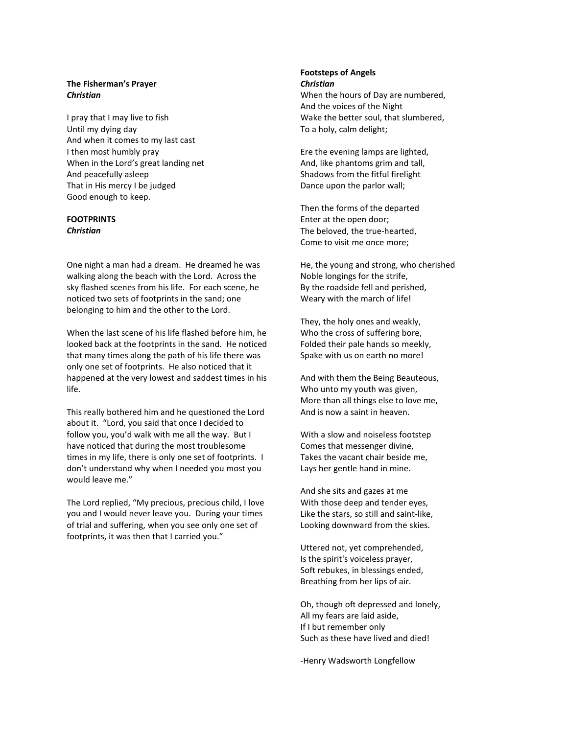**The Fisherman's Prayer**
***Christian***

I pray that I may live to fish
Until my dying day
And when it comes to my last cast
I then most humbly pray
When in the Lord's great landing net
And peacefully asleep
That in His mercy I be judged
Good enough to keep.

**FOOTPRINTS**
***Christian***

One night a man had a dream. He dreamed he was walking along the beach with the Lord. Across the sky flashed scenes from his life. For each scene, he noticed two sets of footprints in the sand; one belonging to him and the other to the Lord.

When the last scene of his life flashed before him, he looked back at the footprints in the sand. He noticed that many times along the path of his life there was only one set of footprints. He also noticed that it happened at the very lowest and saddest times in his life.

This really bothered him and he questioned the Lord about it. "Lord, you said that once I decided to follow you, you'd walk with me all the way. But I have noticed that during the most troublesome times in my life, there is only one set of footprints. I don't understand why when I needed you most you would leave me."

The Lord replied, "My precious, precious child, I love you and I would never leave you. During your times of trial and suffering, when you see only one set of footprints, it was then that I carried you."

**Footsteps of Angels**
***Christian***

When the hours of Day are numbered,
And the voices of the Night
Wake the better soul, that slumbered,
To a holy, calm delight;

Ere the evening lamps are lighted,
And, like phantoms grim and tall,
Shadows from the fitful firelight
Dance upon the parlor wall;

Then the forms of the departed
Enter at the open door;
The beloved, the true-hearted,
Come to visit me once more;

He, the young and strong, who cherished
Noble longings for the strife,
By the roadside fell and perished,
Weary with the march of life!

They, the holy ones and weakly,
Who the cross of suffering bore,
Folded their pale hands so meekly,
Spake with us on earth no more!

And with them the Being Beauteous,
Who unto my youth was given,
More than all things else to love me,
And is now a saint in heaven.

With a slow and noiseless footstep
Comes that messenger divine,
Takes the vacant chair beside me,
Lays her gentle hand in mine.

And she sits and gazes at me
With those deep and tender eyes,
Like the stars, so still and saint-like,
Looking downward from the skies.

Uttered not, yet comprehended,
Is the spirit's voiceless prayer,
Soft rebukes, in blessings ended,
Breathing from her lips of air.

Oh, though oft depressed and lonely,
All my fears are laid aside,
If I but remember only
Such as these have lived and died!

-Henry Wadsworth Longfellow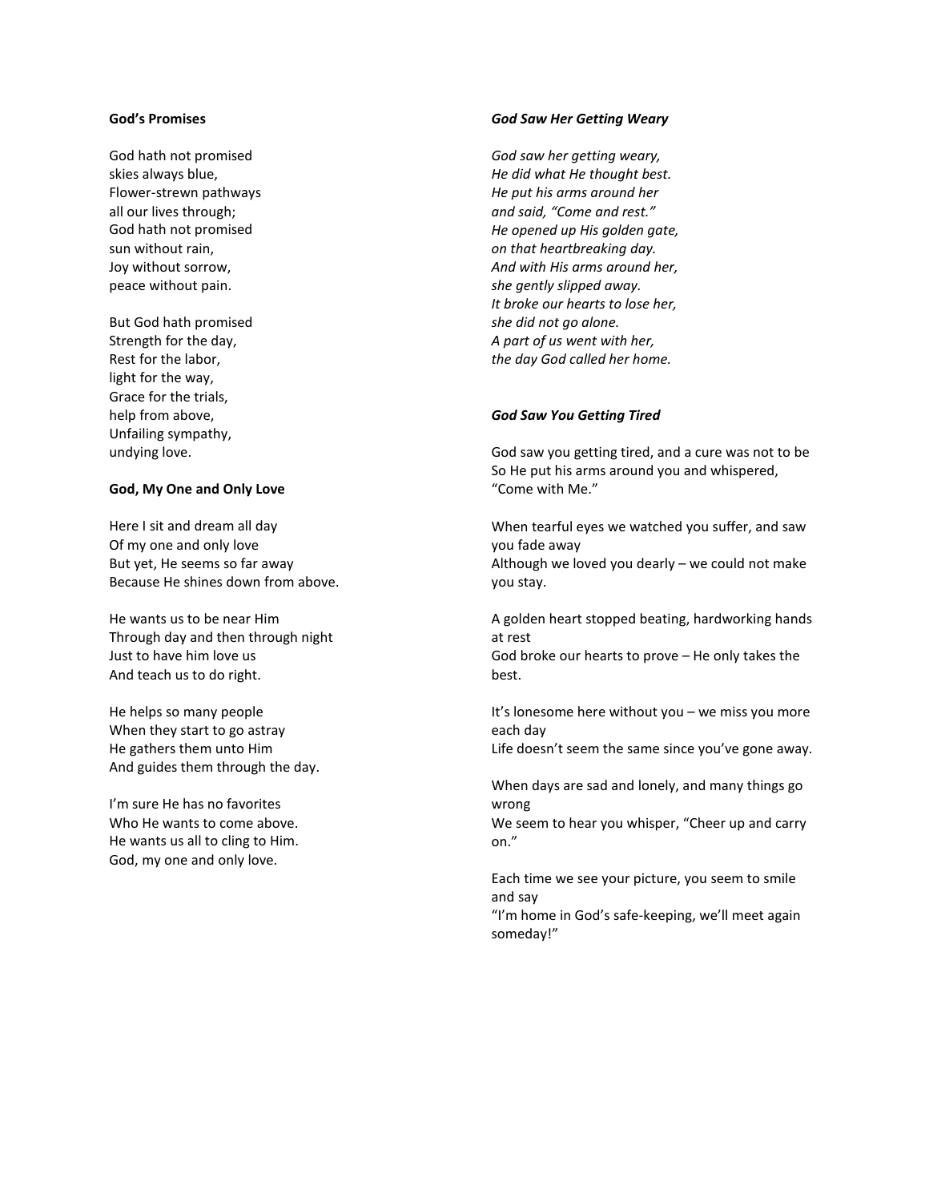**God's Promises**

God hath not promised
skies always blue,
Flower-strewn pathways
all our lives through;
God hath not promised
sun without rain,
Joy without sorrow,
peace without pain.

But God hath promised
Strength for the day,
Rest for the labor,
light for the way,
Grace for the trials,
help from above,
Unfailing sympathy,
undying love.

**God, My One and Only Love**

Here I sit and dream all day
Of my one and only love
But yet, He seems so far away
Because He shines down from above.

He wants us to be near Him
Through day and then through night
Just to have him love us
And teach us to do right.

He helps so many people
When they start to go astray
He gathers them unto Him
And guides them through the day.

I'm sure He has no favorites
Who He wants to come above.
He wants us all to cling to Him.
God, my one and only love.

***God Saw Her Getting Weary***

*God saw her getting weary,*
*He did what He thought best.*
*He put his arms around her*
*and said, "Come and rest."*
*He opened up His golden gate,*
*on that heartbreaking day.*
*And with His arms around her,*
*she gently slipped away.*
*It broke our hearts to lose her,*
*she did not go alone.*
*A part of us went with her,*
*the day God called her home.*

***God Saw You Getting Tired***

God saw you getting tired, and a cure was not to be
So He put his arms around you and whispered, "Come with Me."

When tearful eyes we watched you suffer, and saw you fade away
Although we loved you dearly – we could not make you stay.

A golden heart stopped beating, hardworking hands at rest
God broke our hearts to prove – He only takes the best.

It's lonesome here without you – we miss you more each day
Life doesn't seem the same since you've gone away.

When days are sad and lonely, and many things go wrong
We seem to hear you whisper, "Cheer up and carry on."

Each time we see your picture, you seem to smile and say
"I'm home in God's safe-keeping, we'll meet again someday!"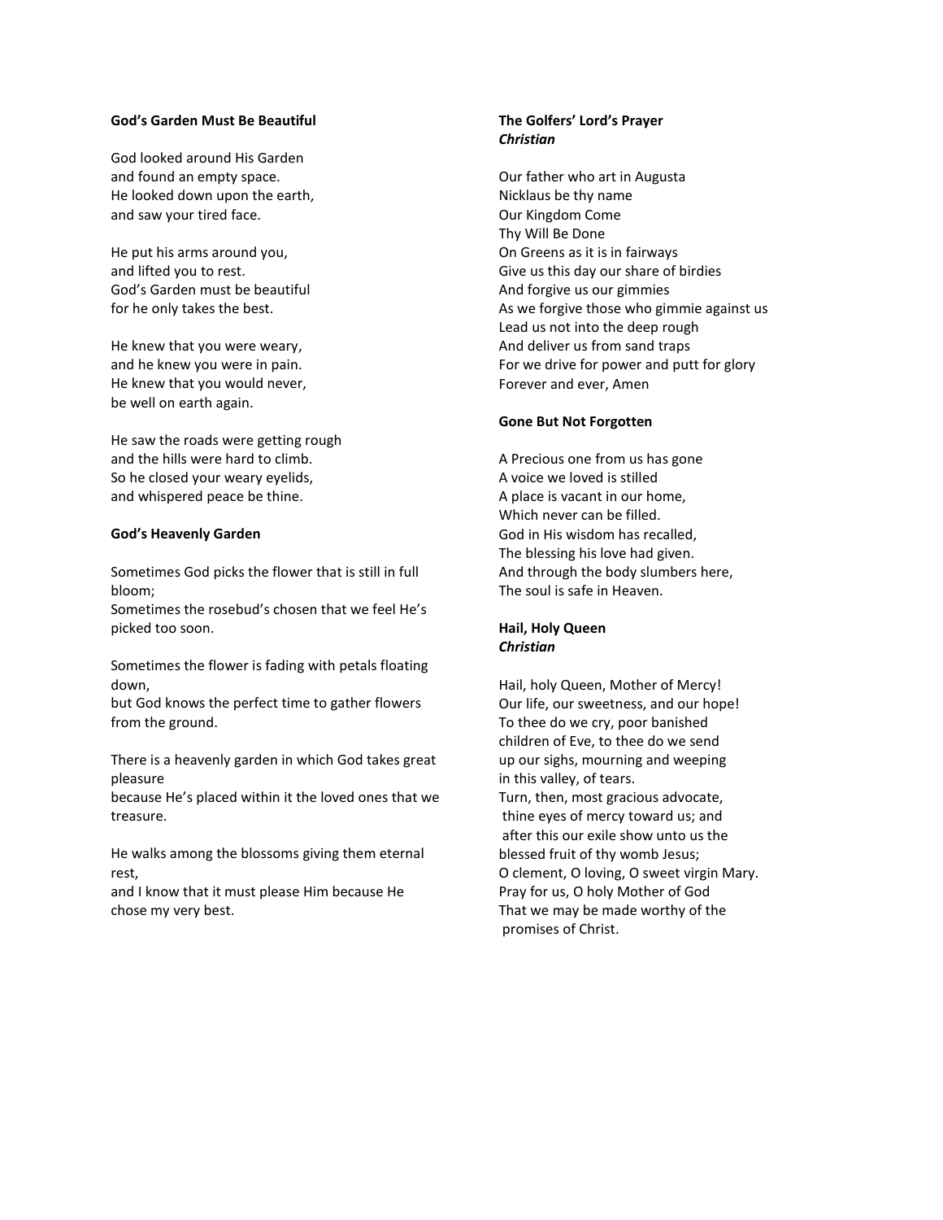**God's Garden Must Be Beautiful**

God looked around His Garden
and found an empty space.
He looked down upon the earth,
and saw your tired face.

He put his arms around you,
and lifted you to rest.
God's Garden must be beautiful
for he only takes the best.

He knew that you were weary,
and he knew you were in pain.
He knew that you would never,
be well on earth again.

He saw the roads were getting rough
and the hills were hard to climb.
So he closed your weary eyelids,
and whispered peace be thine.

**God's Heavenly Garden**

Sometimes God picks the flower that is still in full bloom;
Sometimes the rosebud's chosen that we feel He's picked too soon.

Sometimes the flower is fading with petals floating down,
but God knows the perfect time to gather flowers from the ground.

There is a heavenly garden in which God takes great pleasure
because He's placed within it the loved ones that we treasure.

He walks among the blossoms giving them eternal rest,
and I know that it must please Him because He chose my very best.

**The Golfers' Lord's Prayer**
***Christian***

Our father who art in Augusta
Nicklaus be thy name
Our Kingdom Come
Thy Will Be Done
On Greens as it is in fairways
Give us this day our share of birdies
And forgive us our gimmies
As we forgive those who gimmie against us
Lead us not into the deep rough
And deliver us from sand traps
For we drive for power and putt for glory
Forever and ever, Amen

**Gone But Not Forgotten**

A Precious one from us has gone
A voice we loved is stilled
A place is vacant in our home,
Which never can be filled.
God in His wisdom has recalled,
The blessing his love had given.
And through the body slumbers here,
The soul is safe in Heaven.

**Hail, Holy Queen**
***Christian***

Hail, holy Queen, Mother of Mercy!
Our life, our sweetness, and our hope!
To thee do we cry, poor banished
children of Eve, to thee do we send
up our sighs, mourning and weeping
in this valley, of tears.
Turn, then, most gracious advocate,
thine eyes of mercy toward us; and
after this our exile show unto us the
blessed fruit of thy womb Jesus;
O clement, O loving, O sweet virgin Mary.
Pray for us, O holy Mother of God
That we may be made worthy of the
promises of Christ.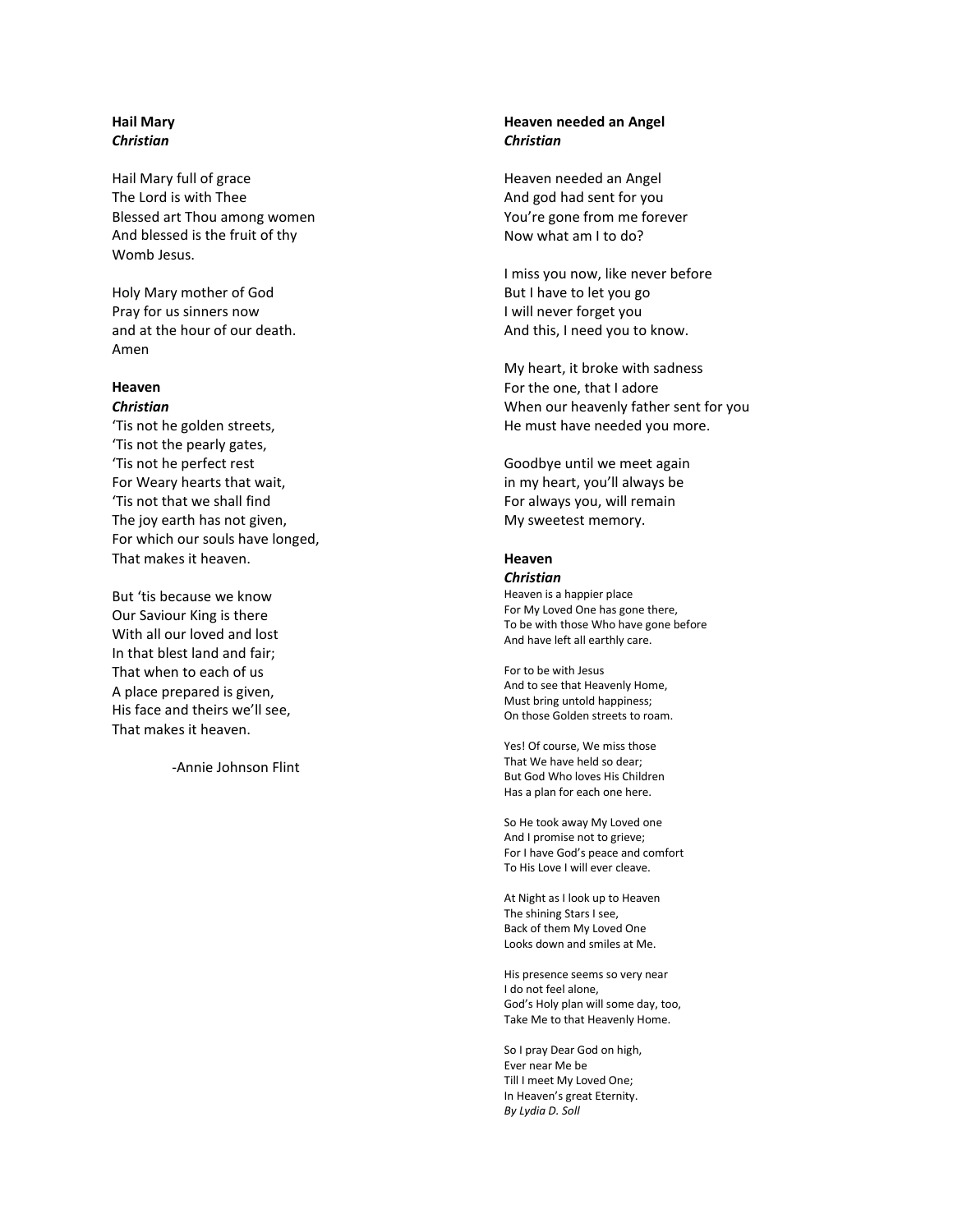**Hail Mary**
***Christian***

Hail Mary full of grace
The Lord is with Thee
Blessed art Thou among women
And blessed is the fruit of thy
Womb Jesus.

Holy Mary mother of God
Pray for us sinners now
and at the hour of our death.
Amen

**Heaven**
***Christian***
'Tis not he golden streets,
'Tis not the pearly gates,
'Tis not he perfect rest
For Weary hearts that wait,
'Tis not that we shall find
The joy earth has not given,
For which our souls have longed,
That makes it heaven.

But 'tis because we know
Our Saviour King is there
With all our loved and lost
In that blest land and fair;
That when to each of us
A place prepared is given,
His face and theirs we'll see,
That makes it heaven.

-Annie Johnson Flint

**Heaven needed an Angel**
***Christian***

Heaven needed an Angel
And god had sent for you
You're gone from me forever
Now what am I to do?

I miss you now, like never before
But I have to let you go
I will never forget you
And this, I need you to know.

My heart, it broke with sadness
For the one, that I adore
When our heavenly father sent for you
He must have needed you more.

Goodbye until we meet again
in my heart, you'll always be
For always you, will remain
My sweetest memory.

**Heaven**
***Christian***
Heaven is a happier place
For My Loved One has gone there,
To be with those Who have gone before
And have left all earthly care.

For to be with Jesus
And to see that Heavenly Home,
Must bring untold happiness;
On those Golden streets to roam.

Yes! Of course, We miss those
That We have held so dear;
But God Who loves His Children
Has a plan for each one here.

So He took away My Loved one
And I promise not to grieve;
For I have God's peace and comfort
To His Love I will ever cleave.

At Night as I look up to Heaven
The shining Stars I see,
Back of them My Loved One
Looks down and smiles at Me.

His presence seems so very near
I do not feel alone,
God's Holy plan will some day, too,
Take Me to that Heavenly Home.

So I pray Dear God on high,
Ever near Me be
Till I meet My Loved One;
In Heaven's great Eternity.
*By Lydia D. Soll*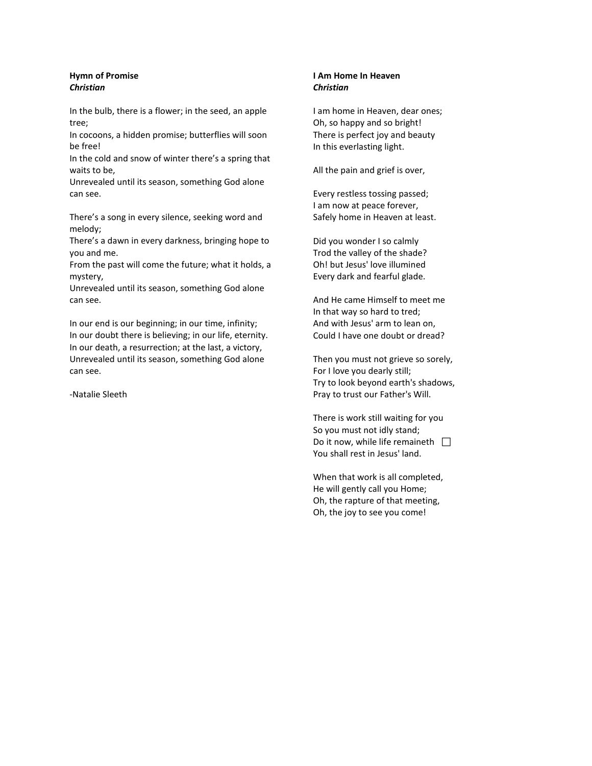**Hymn of Promise**
***Christian***

In the bulb, there is a flower; in the seed, an apple tree;
In cocoons, a hidden promise; butterflies will soon be free!
In the cold and snow of winter there's a spring that waits to be,
Unrevealed until its season, something God alone can see.

There's a song in every silence, seeking word and melody;
There's a dawn in every darkness, bringing hope to you and me.
From the past will come the future; what it holds, a mystery,
Unrevealed until its season, something God alone can see.

In our end is our beginning; in our time, infinity;
In our doubt there is believing; in our life, eternity.
In our death, a resurrection; at the last, a victory,
Unrevealed until its season, something God alone can see.

-Natalie Sleeth

**I Am Home In Heaven**
***Christian***

I am home in Heaven, dear ones;
Oh, so happy and so bright!
There is perfect joy and beauty
In this everlasting light.

All the pain and grief is over,

Every restless tossing passed;
I am now at peace forever,
Safely home in Heaven at least.

Did you wonder I so calmly
Trod the valley of the shade?
Oh! but Jesus' love illumined
Every dark and fearful glade.

And He came Himself to meet me
In that way so hard to tred;
And with Jesus' arm to lean on,
Could I have one doubt or dread?

Then you must not grieve so sorely,
For I love you dearly still;
Try to look beyond earth's shadows,
Pray to trust our Father's Will.

There is work still waiting for you
So you must not idly stand;
Do it now, while life remaineth ☐
You shall rest in Jesus' land.

When that work is all completed,
He will gently call you Home;
Oh, the rapture of that meeting,
Oh, the joy to see you come!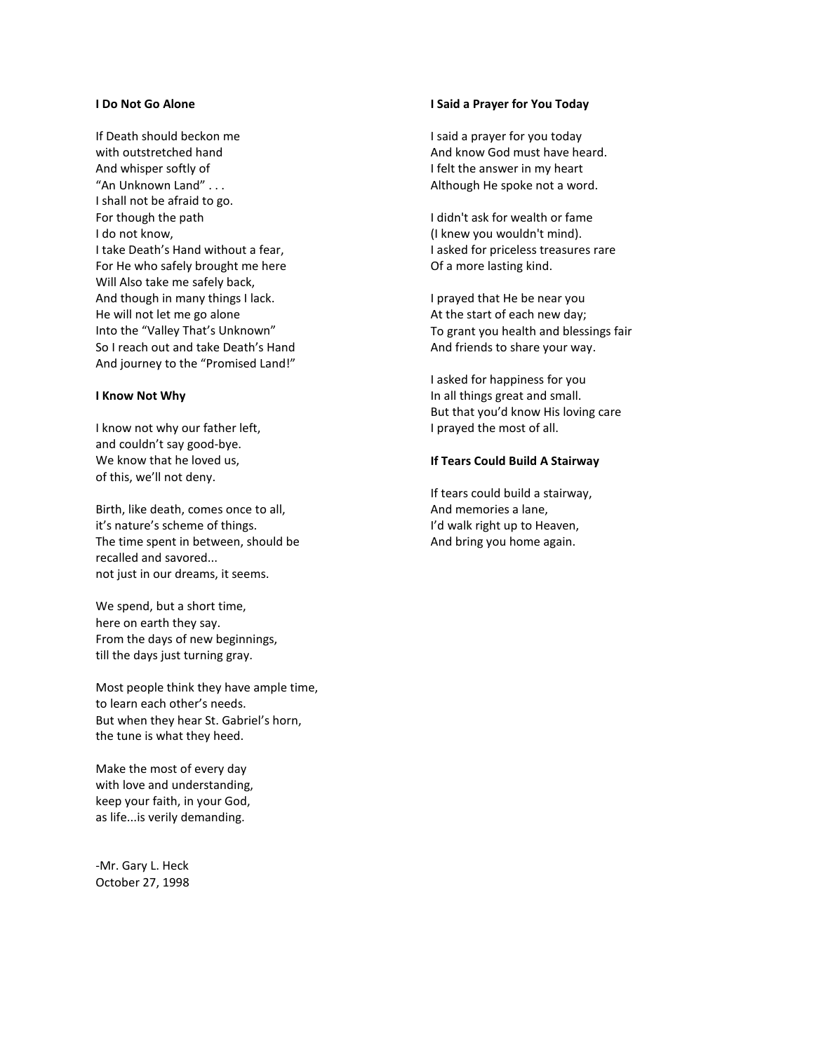**I Do Not Go Alone**

If Death should beckon me
with outstretched hand
And whisper softly of
“An Unknown Land” . . .
I shall not be afraid to go.
For though the path
I do not know,
I take Death’s Hand without a fear,
For He who safely brought me here
Will Also take me safely back,
And though in many things I lack.
He will not let me go alone
Into the “Valley That’s Unknown”
So I reach out and take Death’s Hand
And journey to the “Promised Land!”

**I Know Not Why**

I know not why our father left,
and couldn’t say good-bye.
We know that he loved us,
of this, we’ll not deny.

Birth, like death, comes once to all,
it’s nature’s scheme of things.
The time spent in between, should be
recalled and savored...
not just in our dreams, it seems.

We spend, but a short time,
here on earth they say.
From the days of new beginnings,
till the days just turning gray.

Most people think they have ample time,
to learn each other’s needs.
But when they hear St. Gabriel’s horn,
the tune is what they heed.

Make the most of every day
with love and understanding,
keep your faith, in your God,
as life...is verily demanding.

-Mr. Gary L. Heck
October 27, 1998

**I Said a Prayer for You Today**

I said a prayer for you today
And know God must have heard.
I felt the answer in my heart
Although He spoke not a word.

I didn't ask for wealth or fame
(I knew you wouldn't mind).
I asked for priceless treasures rare
Of a more lasting kind.

I prayed that He be near you
At the start of each new day;
To grant you health and blessings fair
And friends to share your way.

I asked for happiness for you
In all things great and small.
But that you’d know His loving care
I prayed the most of all.

**If Tears Could Build A Stairway**

If tears could build a stairway,
And memories a lane,
I’d walk right up to Heaven,
And bring you home again.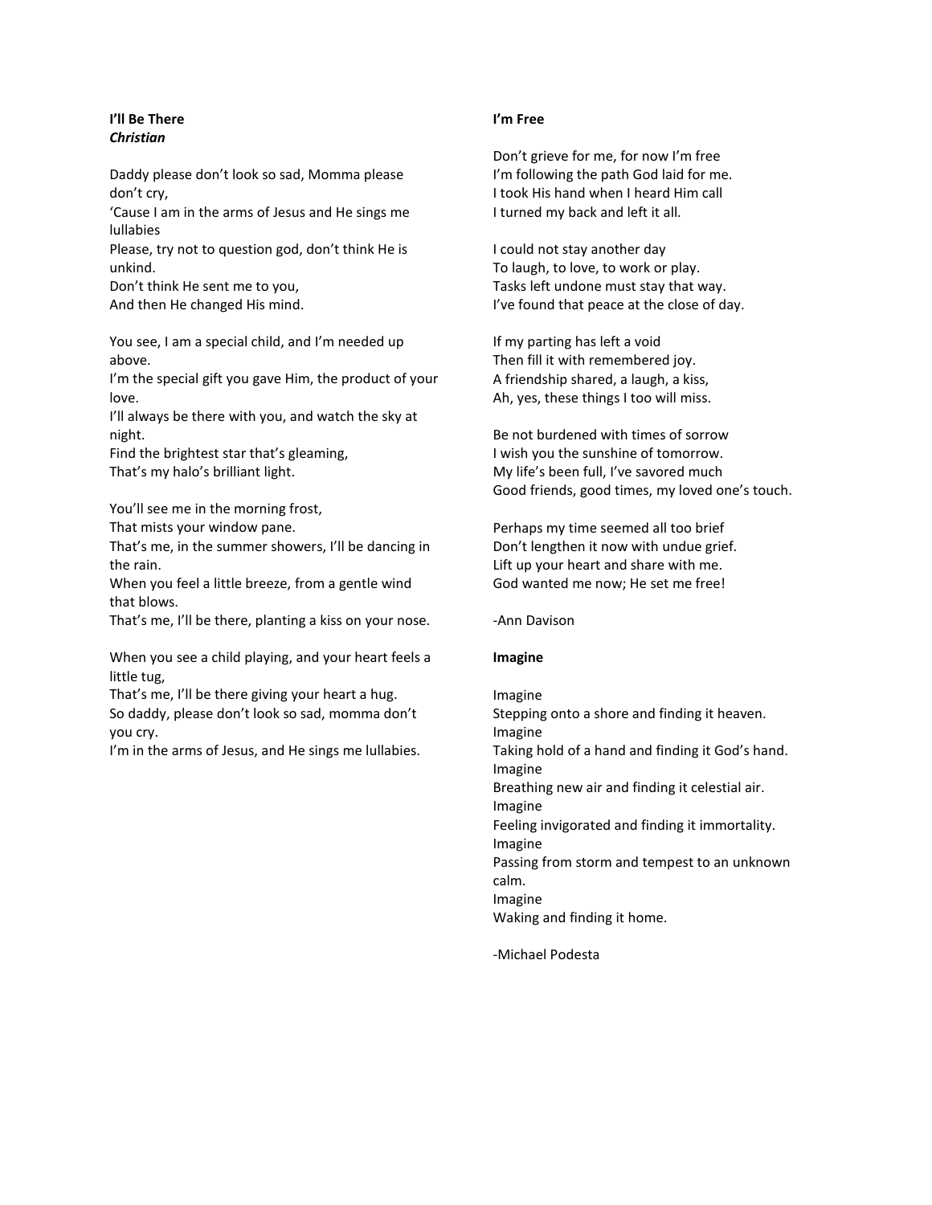**I'll Be There**
***Christian***

Daddy please don't look so sad, Momma please don't cry,
'Cause I am in the arms of Jesus and He sings me lullabies
Please, try not to question god, don't think He is unkind.
Don't think He sent me to you,
And then He changed His mind.

You see, I am a special child, and I'm needed up above.
I'm the special gift you gave Him, the product of your love.
I'll always be there with you, and watch the sky at night.
Find the brightest star that's gleaming,
That's my halo's brilliant light.

You'll see me in the morning frost,
That mists your window pane.
That's me, in the summer showers, I'll be dancing in the rain.
When you feel a little breeze, from a gentle wind that blows.
That's me, I'll be there, planting a kiss on your nose.

When you see a child playing, and your heart feels a little tug,
That's me, I'll be there giving your heart a hug.
So daddy, please don't look so sad, momma don't you cry.
I'm in the arms of Jesus, and He sings me lullabies.

**I'm Free**

Don't grieve for me, for now I'm free
I'm following the path God laid for me.
I took His hand when I heard Him call
I turned my back and left it all.

I could not stay another day
To laugh, to love, to work or play.
Tasks left undone must stay that way.
I've found that peace at the close of day.

If my parting has left a void
Then fill it with remembered joy.
A friendship shared, a laugh, a kiss,
Ah, yes, these things I too will miss.

Be not burdened with times of sorrow
I wish you the sunshine of tomorrow.
My life's been full, I've savored much
Good friends, good times, my loved one's touch.

Perhaps my time seemed all too brief
Don't lengthen it now with undue grief.
Lift up your heart and share with me.
God wanted me now; He set me free!

-Ann Davison

**Imagine**

Imagine
Stepping onto a shore and finding it heaven.
Imagine
Taking hold of a hand and finding it God's hand.
Imagine
Breathing new air and finding it celestial air.
Imagine
Feeling invigorated and finding it immortality.
Imagine
Passing from storm and tempest to an unknown calm.
Imagine
Waking and finding it home.

-Michael Podesta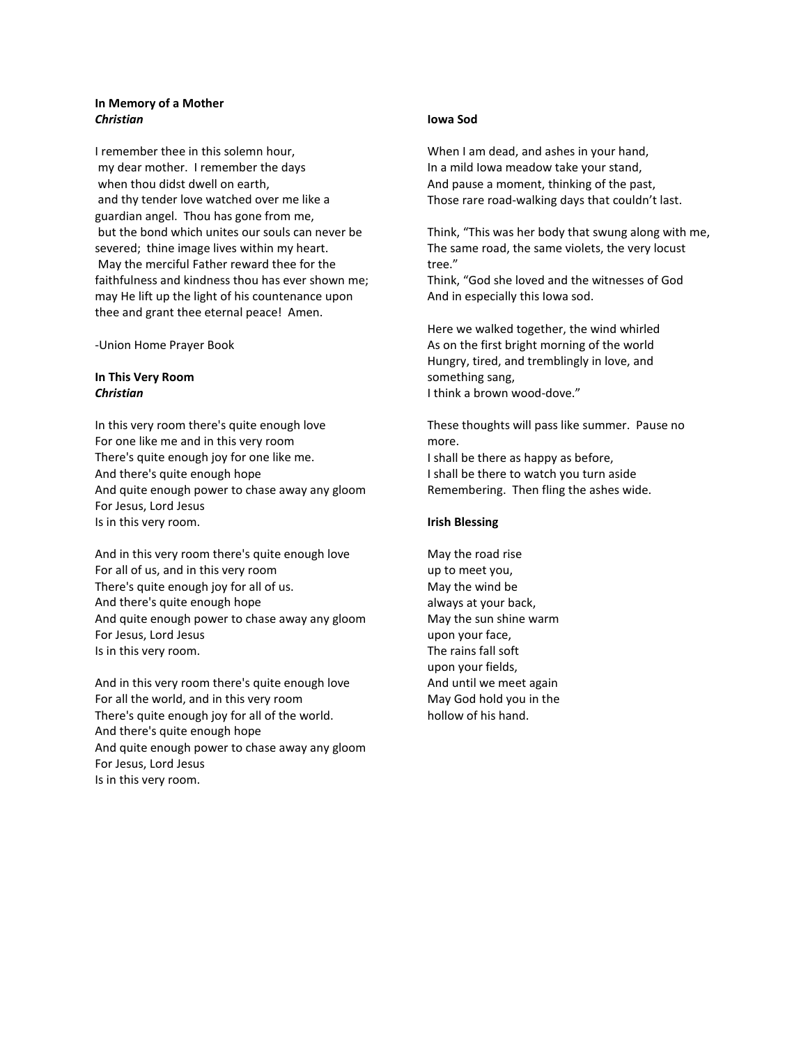**In Memory of a Mother**
***Christian***

I remember thee in this solemn hour,
my dear mother. I remember the days
when thou didst dwell on earth,
and thy tender love watched over me like a
guardian angel. Thou has gone from me,
but the bond which unites our souls can never be
severed; thine image lives within my heart.
May the merciful Father reward thee for the
faithfulness and kindness thou has ever shown me;
may He lift up the light of his countenance upon
thee and grant thee eternal peace! Amen.

-Union Home Prayer Book

**In This Very Room**
***Christian***

In this very room there's quite enough love
For one like me and in this very room
There's quite enough joy for one like me.
And there's quite enough hope
And quite enough power to chase away any gloom
For Jesus, Lord Jesus
Is in this very room.

And in this very room there's quite enough love
For all of us, and in this very room
There's quite enough joy for all of us.
And there's quite enough hope
And quite enough power to chase away any gloom
For Jesus, Lord Jesus
Is in this very room.

And in this very room there's quite enough love
For all the world, and in this very room
There's quite enough joy for all of the world.
And there's quite enough hope
And quite enough power to chase away any gloom
For Jesus, Lord Jesus
Is in this very room.

**Iowa Sod**

When I am dead, and ashes in your hand,
In a mild Iowa meadow take your stand,
And pause a moment, thinking of the past,
Those rare road-walking days that couldn't last.

Think, "This was her body that swung along with me,
The same road, the same violets, the very locust
tree."
Think, "God she loved and the witnesses of God
And in especially this Iowa sod.

Here we walked together, the wind whirled
As on the first bright morning of the world
Hungry, tired, and tremblingly in love, and
something sang,
I think a brown wood-dove."

These thoughts will pass like summer. Pause no
more.
I shall be there as happy as before,
I shall be there to watch you turn aside
Remembering. Then fling the ashes wide.

**Irish Blessing**

May the road rise
up to meet you,
May the wind be
always at your back,
May the sun shine warm
upon your face,
The rains fall soft
upon your fields,
And until we meet again
May God hold you in the
hollow of his hand.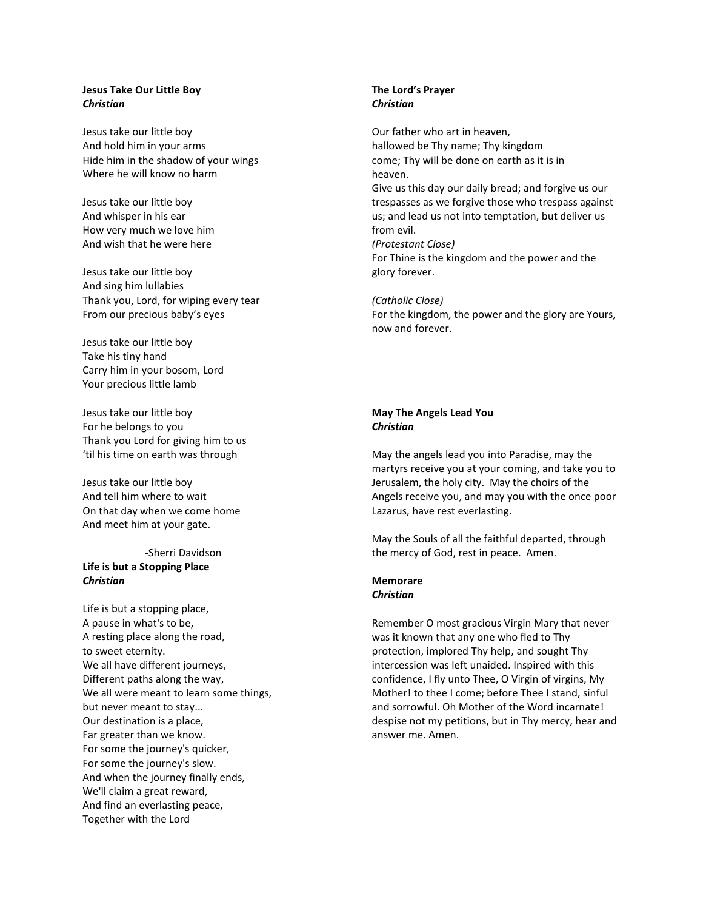**Jesus Take Our Little Boy**
***Christian***

Jesus take our little boy
And hold him in your arms
Hide him in the shadow of your wings
Where he will know no harm

Jesus take our little boy
And whisper in his ear
How very much we love him
And wish that he were here

Jesus take our little boy
And sing him lullabies
Thank you, Lord, for wiping every tear
From our precious baby's eyes

Jesus take our little boy
Take his tiny hand
Carry him in your bosom, Lord
Your precious little lamb

Jesus take our little boy
For he belongs to you
Thank you Lord for giving him to us
'til his time on earth was through

Jesus take our little boy
And tell him where to wait
On that day when we come home
And meet him at your gate.

-Sherri Davidson

**Life is but a Stopping Place**
***Christian***

Life is but a stopping place,
A pause in what's to be,
A resting place along the road,
to sweet eternity.
We all have different journeys,
Different paths along the way,
We all were meant to learn some things,
but never meant to stay...
Our destination is a place,
Far greater than we know.
For some the journey's quicker,
For some the journey's slow.
And when the journey finally ends,
We'll claim a great reward,
And find an everlasting peace,
Together with the Lord

**The Lord's Prayer**
***Christian***

Our father who art in heaven,
hallowed be Thy name; Thy kingdom
come; Thy will be done on earth as it is in
heaven.
Give us this day our daily bread; and forgive us our trespasses as we forgive those who trespass against us; and lead us not into temptation, but deliver us from evil.
*(Protestant Close)*
For Thine is the kingdom and the power and the glory forever.

*(Catholic Close)*
For the kingdom, the power and the glory are Yours, now and forever.

**May The Angels Lead You**
***Christian***

May the angels lead you into Paradise, may the martyrs receive you at your coming, and take you to Jerusalem, the holy city. May the choirs of the Angels receive you, and may you with the once poor Lazarus, have rest everlasting.

May the Souls of all the faithful departed, through the mercy of God, rest in peace. Amen.

**Memorare**
***Christian***

Remember O most gracious Virgin Mary that never was it known that any one who fled to Thy protection, implored Thy help, and sought Thy intercession was left unaided. Inspired with this confidence, I fly unto Thee, O Virgin of virgins, My Mother! to thee I come; before Thee I stand, sinful and sorrowful. Oh Mother of the Word incarnate! despise not my petitions, but in Thy mercy, hear and answer me. Amen.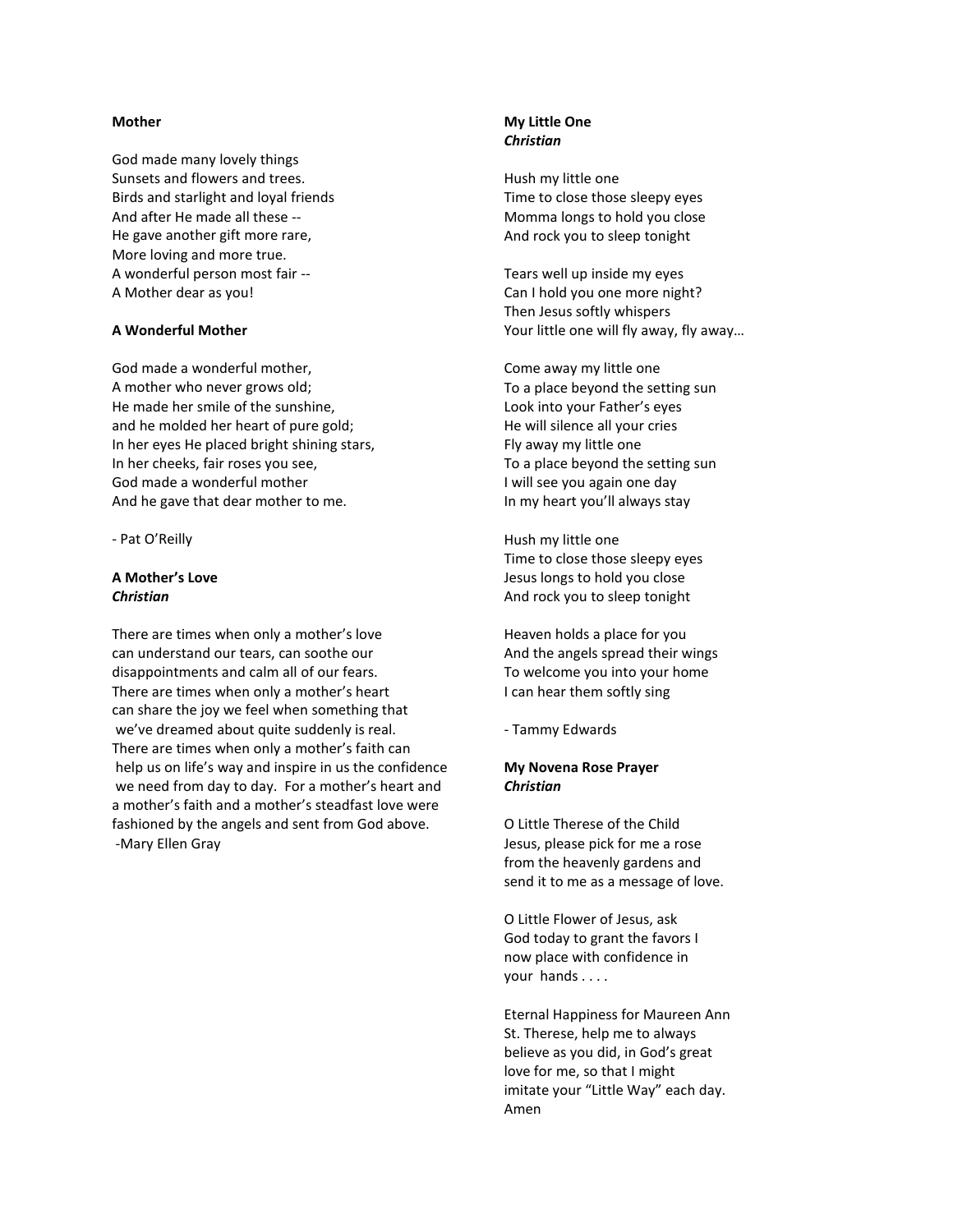**Mother**

God made many lovely things
Sunsets and flowers and trees.
Birds and starlight and loyal friends
And after He made all these --
He gave another gift more rare,
More loving and more true.
A wonderful person most fair --
A Mother dear as you!

**A Wonderful Mother**

God made a wonderful mother,
A mother who never grows old;
He made her smile of the sunshine,
and he molded her heart of pure gold;
In her eyes He placed bright shining stars,
In her cheeks, fair roses you see,
God made a wonderful mother
And he gave that dear mother to me.

- Pat O'Reilly

**A Mother's Love**
***Christian***

There are times when only a mother's love can understand our tears, can soothe our disappointments and calm all of our fears. There are times when only a mother's heart can share the joy we feel when something that we've dreamed about quite suddenly is real. There are times when only a mother's faith can help us on life's way and inspire in us the confidence we need from day to day. For a mother's heart and a mother's faith and a mother's steadfast love were fashioned by the angels and sent from God above.
-Mary Ellen Gray

**My Little One**
***Christian***

Hush my little one
Time to close those sleepy eyes
Momma longs to hold you close
And rock you to sleep tonight

Tears well up inside my eyes
Can I hold you one more night?
Then Jesus softly whispers
Your little one will fly away, fly away…

Come away my little one
To a place beyond the setting sun
Look into your Father's eyes
He will silence all your cries
Fly away my little one
To a place beyond the setting sun
I will see you again one day
In my heart you'll always stay

Hush my little one
Time to close those sleepy eyes
Jesus longs to hold you close
And rock you to sleep tonight

Heaven holds a place for you
And the angels spread their wings
To welcome you into your home
I can hear them softly sing

- Tammy Edwards

**My Novena Rose Prayer**
***Christian***

O Little Therese of the Child Jesus, please pick for me a rose from the heavenly gardens and send it to me as a message of love.

O Little Flower of Jesus, ask God today to grant the favors I now place with confidence in your hands . . . .

Eternal Happiness for Maureen Ann
St. Therese, help me to always believe as you did, in God's great love for me, so that I might imitate your "Little Way" each day.
Amen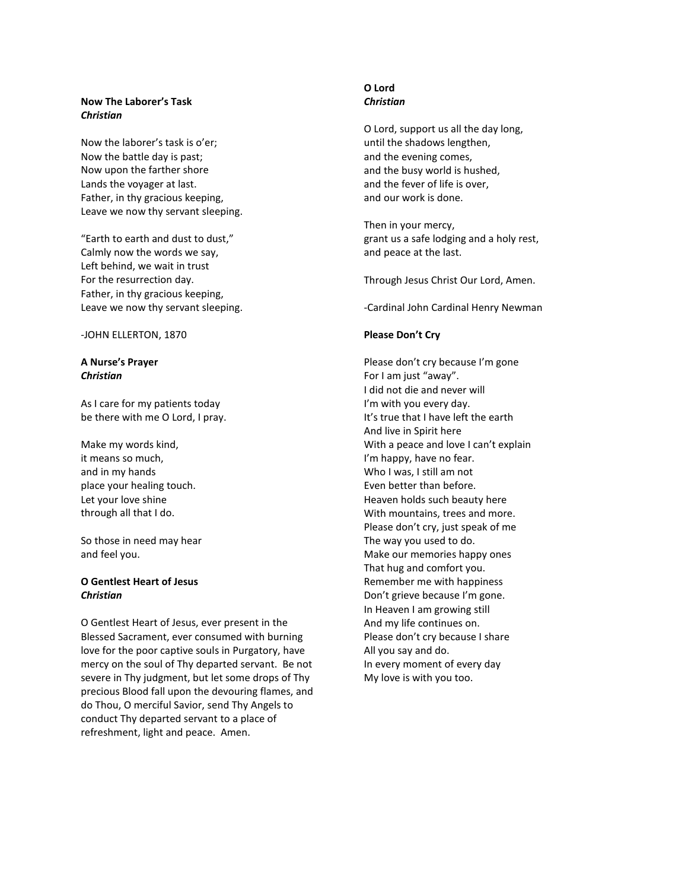**Now The Laborer's Task**
***Christian***

Now the laborer's task is o'er;
Now the battle day is past;
Now upon the farther shore
Lands the voyager at last.
Father, in thy gracious keeping,
Leave we now thy servant sleeping.

"Earth to earth and dust to dust,"
Calmly now the words we say,
Left behind, we wait in trust
For the resurrection day.
Father, in thy gracious keeping,
Leave we now thy servant sleeping.

-JOHN ELLERTON, 1870

**A Nurse's Prayer**
***Christian***

As I care for my patients today
be there with me O Lord, I pray.

Make my words kind,
it means so much,
and in my hands
place your healing touch.
Let your love shine
through all that I do.

So those in need may hear
and feel you.

**O Gentlest Heart of Jesus**
***Christian***

O Gentlest Heart of Jesus, ever present in the Blessed Sacrament, ever consumed with burning love for the poor captive souls in Purgatory, have mercy on the soul of Thy departed servant. Be not severe in Thy judgment, but let some drops of Thy precious Blood fall upon the devouring flames, and do Thou, O merciful Savior, send Thy Angels to conduct Thy departed servant to a place of refreshment, light and peace. Amen.

**O Lord**
***Christian***

O Lord, support us all the day long,
until the shadows lengthen,
and the evening comes,
and the busy world is hushed,
and the fever of life is over,
and our work is done.

Then in your mercy,
grant us a safe lodging and a holy rest,
and peace at the last.

Through Jesus Christ Our Lord, Amen.

-Cardinal John Cardinal Henry Newman

**Please Don't Cry**

Please don't cry because I'm gone
For I am just "away".
I did not die and never will
I'm with you every day.
It's true that I have left the earth
And live in Spirit here
With a peace and love I can't explain
I'm happy, have no fear.
Who I was, I still am not
Even better than before.
Heaven holds such beauty here
With mountains, trees and more.
Please don't cry, just speak of me
The way you used to do.
Make our memories happy ones
That hug and comfort you.
Remember me with happiness
Don't grieve because I'm gone.
In Heaven I am growing still
And my life continues on.
Please don't cry because I share
All you say and do.
In every moment of every day
My love is with you too.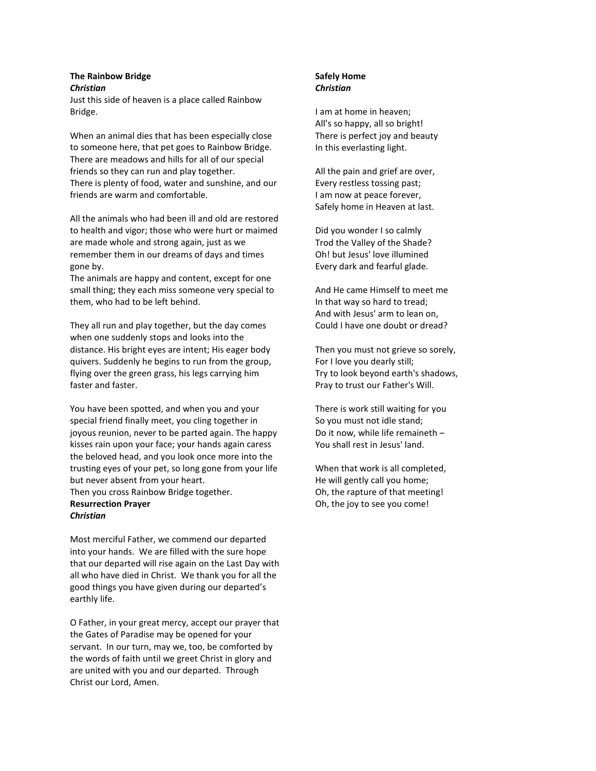**The Rainbow Bridge**
***Christian***

Just this side of heaven is a place called Rainbow Bridge.

When an animal dies that has been especially close to someone here, that pet goes to Rainbow Bridge. There are meadows and hills for all of our special friends so they can run and play together.
There is plenty of food, water and sunshine, and our friends are warm and comfortable.

All the animals who had been ill and old are restored to health and vigor; those who were hurt or maimed are made whole and strong again, just as we remember them in our dreams of days and times gone by.
The animals are happy and content, except for one small thing; they each miss someone very special to them, who had to be left behind.

They all run and play together, but the day comes when one suddenly stops and looks into the distance. His bright eyes are intent; His eager body quivers. Suddenly he begins to run from the group, flying over the green grass, his legs carrying him faster and faster.

You have been spotted, and when you and your special friend finally meet, you cling together in joyous reunion, never to be parted again. The happy kisses rain upon your face; your hands again caress the beloved head, and you look once more into the trusting eyes of your pet, so long gone from your life but never absent from your heart.
Then you cross Rainbow Bridge together.

**Resurrection Prayer**
***Christian***

Most merciful Father, we commend our departed into your hands. We are filled with the sure hope that our departed will rise again on the Last Day with all who have died in Christ. We thank you for all the good things you have given during our departed's earthly life.

O Father, in your great mercy, accept our prayer that the Gates of Paradise may be opened for your servant. In our turn, may we, too, be comforted by the words of faith until we greet Christ in glory and are united with you and our departed. Through Christ our Lord, Amen.

**Safely Home**
***Christian***

I am at home in heaven;
All's so happy, all so bright!
There is perfect joy and beauty
In this everlasting light.

All the pain and grief are over,
Every restless tossing past;
I am now at peace forever,
Safely home in Heaven at last.

Did you wonder I so calmly
Trod the Valley of the Shade?
Oh! but Jesus' love illumined
Every dark and fearful glade.

And He came Himself to meet me
In that way so hard to tread;
And with Jesus' arm to lean on,
Could I have one doubt or dread?

Then you must not grieve so sorely,
For I love you dearly still;
Try to look beyond earth's shadows,
Pray to trust our Father's Will.

There is work still waiting for you
So you must not idle stand;
Do it now, while life remaineth –
You shall rest in Jesus' land.

When that work is all completed,
He will gently call you home;
Oh, the rapture of that meeting!
Oh, the joy to see you come!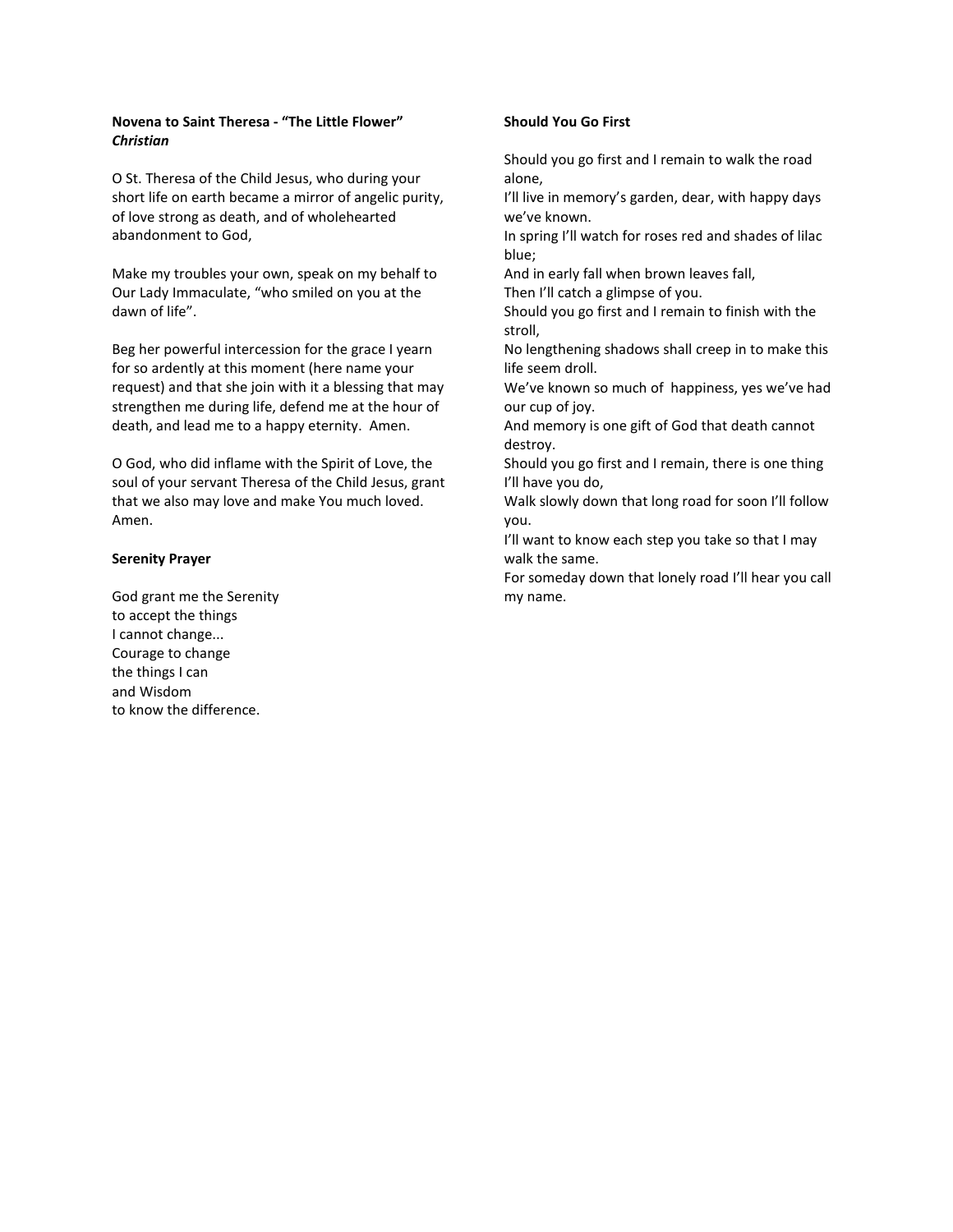**Novena to Saint Theresa - “The Little Flower”**
***Christian***

O St. Theresa of the Child Jesus, who during your short life on earth became a mirror of angelic purity, of love strong as death, and of wholehearted abandonment to God,

Make my troubles your own, speak on my behalf to Our Lady Immaculate, “who smiled on you at the dawn of life”.

Beg her powerful intercession for the grace I yearn for so ardently at this moment (here name your request) and that she join with it a blessing that may strengthen me during life, defend me at the hour of death, and lead me to a happy eternity. Amen.

O God, who did inflame with the Spirit of Love, the soul of your servant Theresa of the Child Jesus, grant that we also may love and make You much loved. Amen.

**Serenity Prayer**

God grant me the Serenity
to accept the things
I cannot change...
Courage to change
the things I can
and Wisdom
to know the difference.

**Should You Go First**

Should you go first and I remain to walk the road alone,
I’ll live in memory’s garden, dear, with happy days we’ve known.
In spring I’ll watch for roses red and shades of lilac blue;
And in early fall when brown leaves fall,
Then I’ll catch a glimpse of you.
Should you go first and I remain to finish with the stroll,
No lengthening shadows shall creep in to make this life seem droll.
We’ve known so much of happiness, yes we’ve had our cup of joy.
And memory is one gift of God that death cannot destroy.
Should you go first and I remain, there is one thing I’ll have you do,
Walk slowly down that long road for soon I’ll follow you.
I’ll want to know each step you take so that I may walk the same.
For someday down that lonely road I’ll hear you call my name.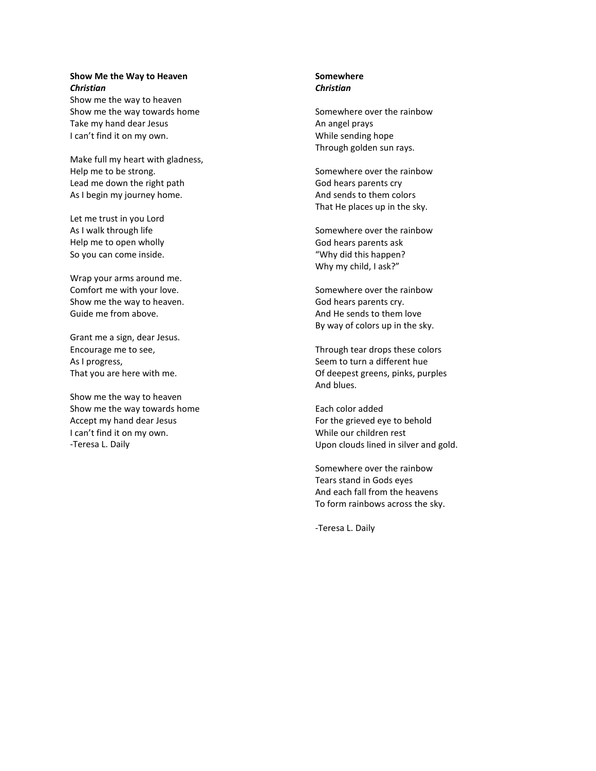**Show Me the Way to Heaven**
***Christian***

Show me the way to heaven
Show me the way towards home
Take my hand dear Jesus
I can't find it on my own.

Make full my heart with gladness,
Help me to be strong.
Lead me down the right path
As I begin my journey home.

Let me trust in you Lord
As I walk through life
Help me to open wholly
So you can come inside.

Wrap your arms around me.
Comfort me with your love.
Show me the way to heaven.
Guide me from above.

Grant me a sign, dear Jesus.
Encourage me to see,
As I progress,
That you are here with me.

Show me the way to heaven
Show me the way towards home
Accept my hand dear Jesus
I can't find it on my own.
-Teresa L. Daily

**Somewhere**
***Christian***

Somewhere over the rainbow
An angel prays
While sending hope
Through golden sun rays.

Somewhere over the rainbow
God hears parents cry
And sends to them colors
That He places up in the sky.

Somewhere over the rainbow
God hears parents ask
"Why did this happen?
Why my child, I ask?"

Somewhere over the rainbow
God hears parents cry.
And He sends to them love
By way of colors up in the sky.

Through tear drops these colors
Seem to turn a different hue
Of deepest greens, pinks, purples
And blues.

Each color added
For the grieved eye to behold
While our children rest
Upon clouds lined in silver and gold.

Somewhere over the rainbow
Tears stand in Gods eyes
And each fall from the heavens
To form rainbows across the sky.

-Teresa L. Daily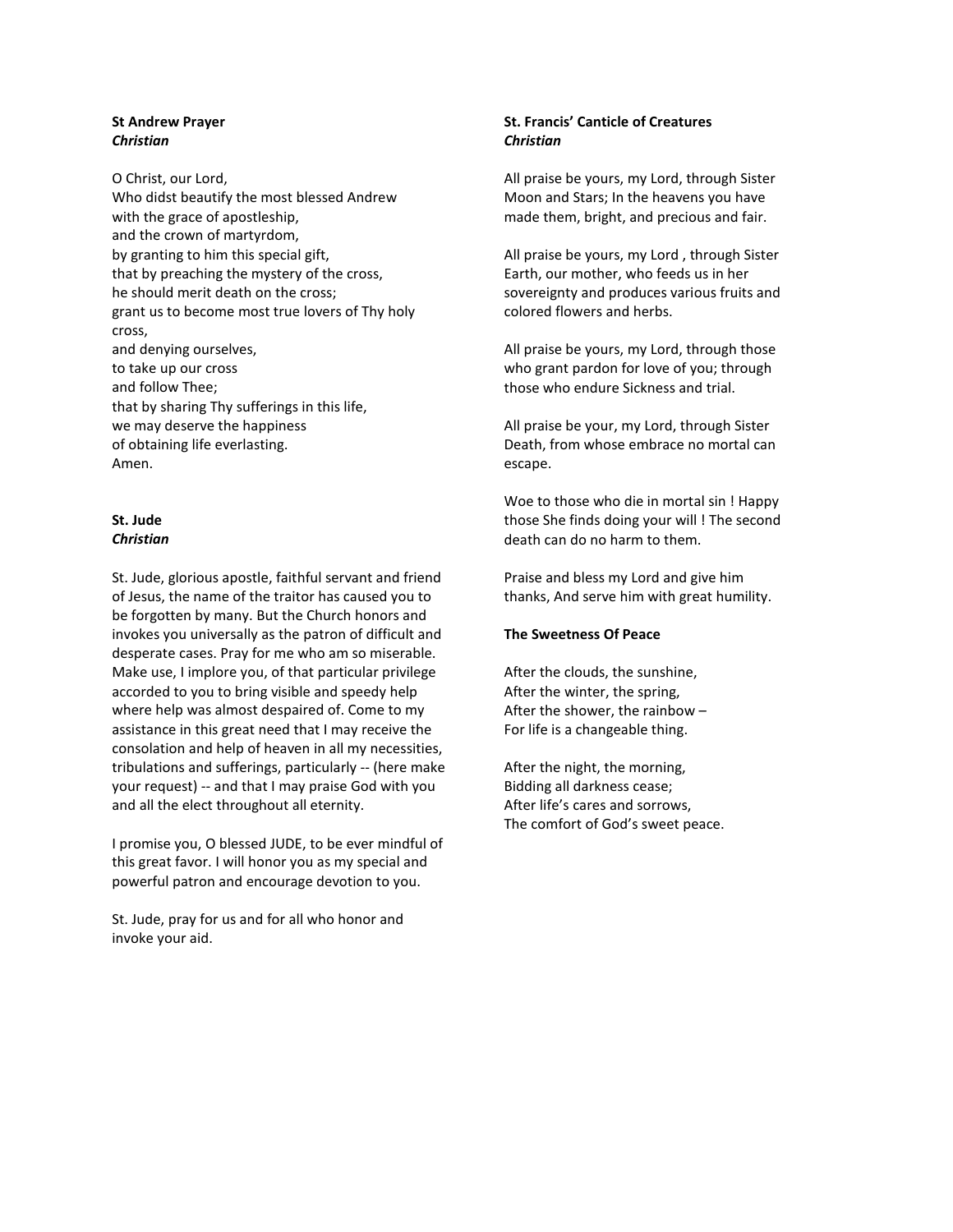**St Andrew Prayer**
***Christian***

O Christ, our Lord,
Who didst beautify the most blessed Andrew
with the grace of apostleship,
and the crown of martyrdom,
by granting to him this special gift,
that by preaching the mystery of the cross,
he should merit death on the cross;
grant us to become most true lovers of Thy holy cross,
and denying ourselves,
to take up our cross
and follow Thee;
that by sharing Thy sufferings in this life,
we may deserve the happiness
of obtaining life everlasting.
Amen.

**St. Jude**
***Christian***

St. Jude, glorious apostle, faithful servant and friend of Jesus, the name of the traitor has caused you to be forgotten by many. But the Church honors and invokes you universally as the patron of difficult and desperate cases. Pray for me who am so miserable. Make use, I implore you, of that particular privilege accorded to you to bring visible and speedy help where help was almost despaired of. Come to my assistance in this great need that I may receive the consolation and help of heaven in all my necessities, tribulations and sufferings, particularly -- (here make your request) -- and that I may praise God with you and all the elect throughout all eternity.

I promise you, O blessed JUDE, to be ever mindful of this great favor. I will honor you as my special and powerful patron and encourage devotion to you.

St. Jude, pray for us and for all who honor and invoke your aid.

**St. Francis' Canticle of Creatures**
***Christian***

All praise be yours, my Lord, through Sister Moon and Stars; In the heavens you have made them, bright, and precious and fair.

All praise be yours, my Lord , through Sister Earth, our mother, who feeds us in her sovereignty and produces various fruits and colored flowers and herbs.

All praise be yours, my Lord, through those who grant pardon for love of you; through those who endure Sickness and trial.

All praise be your, my Lord, through Sister Death, from whose embrace no mortal can escape.

Woe to those who die in mortal sin ! Happy those She finds doing your will ! The second death can do no harm to them.

Praise and bless my Lord and give him thanks, And serve him with great humility.

**The Sweetness Of Peace**

After the clouds, the sunshine,
After the winter, the spring,
After the shower, the rainbow –
For life is a changeable thing.

After the night, the morning,
Bidding all darkness cease;
After life's cares and sorrows,
The comfort of God's sweet peace.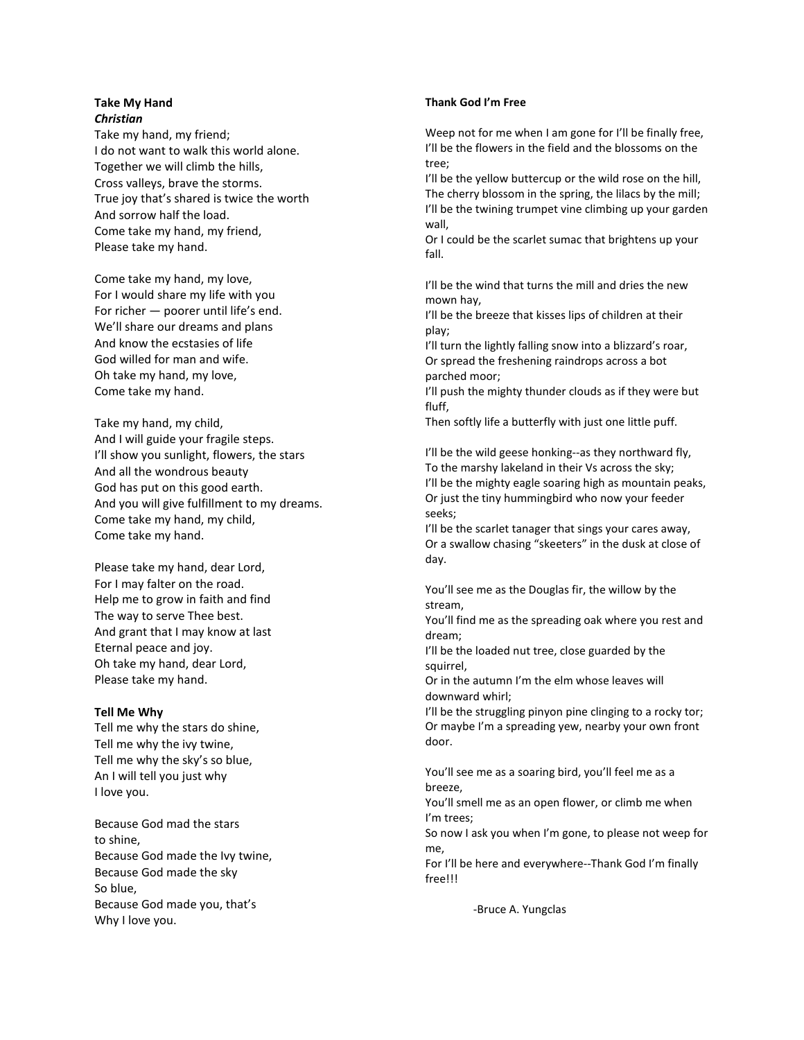**Take My Hand**
***Christian***

Take my hand, my friend;
I do not want to walk this world alone.
Together we will climb the hills,
Cross valleys, brave the storms.
True joy that's shared is twice the worth
And sorrow half the load.
Come take my hand, my friend,
Please take my hand.

Come take my hand, my love,
For I would share my life with you
For richer — poorer until life's end.
We'll share our dreams and plans
And know the ecstasies of life
God willed for man and wife.
Oh take my hand, my love,
Come take my hand.

Take my hand, my child,
And I will guide your fragile steps.
I'll show you sunlight, flowers, the stars
And all the wondrous beauty
God has put on this good earth.
And you will give fulfillment to my dreams.
Come take my hand, my child,
Come take my hand.

Please take my hand, dear Lord,
For I may falter on the road.
Help me to grow in faith and find
The way to serve Thee best.
And grant that I may know at last
Eternal peace and joy.
Oh take my hand, dear Lord,
Please take my hand.

**Tell Me Why**

Tell me why the stars do shine,
Tell me why the ivy twine,
Tell me why the sky's so blue,
An I will tell you just why
I love you.

Because God mad the stars
to shine,
Because God made the Ivy twine,
Because God made the sky
So blue,
Because God made you, that's
Why I love you.

**Thank God I'm Free**

Weep not for me when I am gone for I'll be finally free,
I'll be the flowers in the field and the blossoms on the tree;
I'll be the yellow buttercup or the wild rose on the hill,
The cherry blossom in the spring, the lilacs by the mill;
I'll be the twining trumpet vine climbing up your garden wall,
Or I could be the scarlet sumac that brightens up your fall.

I'll be the wind that turns the mill and dries the new mown hay,
I'll be the breeze that kisses lips of children at their play;
I'll turn the lightly falling snow into a blizzard's roar,
Or spread the freshening raindrops across a bot parched moor;
I'll push the mighty thunder clouds as if they were but fluff,
Then softly life a butterfly with just one little puff.

I'll be the wild geese honking--as they northward fly,
To the marshy lakeland in their Vs across the sky;
I'll be the mighty eagle soaring high as mountain peaks,
Or just the tiny hummingbird who now your feeder seeks;
I'll be the scarlet tanager that sings your cares away,
Or a swallow chasing "skeeters" in the dusk at close of day.

You'll see me as the Douglas fir, the willow by the stream,
You'll find me as the spreading oak where you rest and dream;
I'll be the loaded nut tree, close guarded by the squirrel,
Or in the autumn I'm the elm whose leaves will downward whirl;
I'll be the struggling pinyon pine clinging to a rocky tor;
Or maybe I'm a spreading yew, nearby your own front door.

You'll see me as a soaring bird, you'll feel me as a breeze,
You'll smell me as an open flower, or climb me when I'm trees;
So now I ask you when I'm gone, to please not weep for me,
For I'll be here and everywhere--Thank God I'm finally free!!!

-Bruce A. Yungclas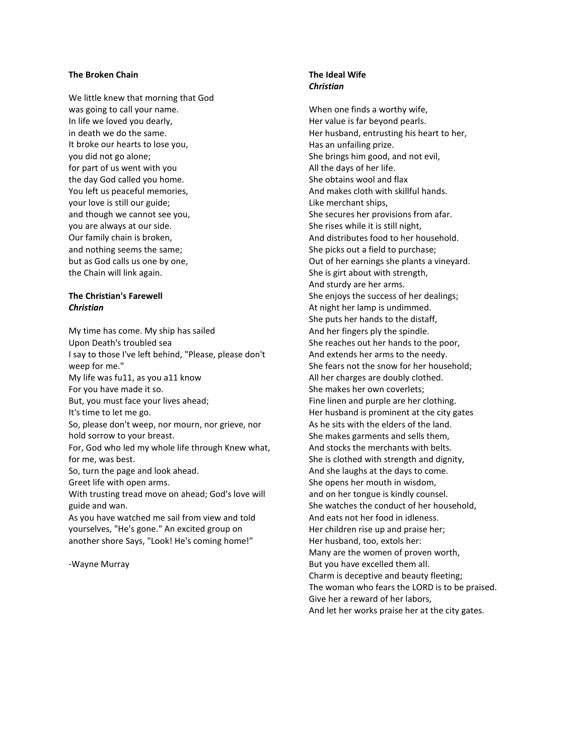**The Broken Chain**

We little knew that morning that God
was going to call your name.
In life we loved you dearly,
in death we do the same.
It broke our hearts to lose you,
you did not go alone;
for part of us went with you
the day God called you home.
You left us peaceful memories,
your love is still our guide;
and though we cannot see you,
you are always at our side.
Our family chain is broken,
and nothing seems the same;
but as God calls us one by one,
the Chain will link again.

**The Christian's Farewell**
***Christian***

My time has come. My ship has sailed
Upon Death's troubled sea
I say to those I've left behind, "Please, please don't weep for me."
My life was fu11, as you a11 know
For you have made it so.
But, you must face your lives ahead;
It's time to let me go.
So, please don't weep, nor mourn, nor grieve, nor hold sorrow to your breast.
For, God who led my whole life through Knew what, for me, was best.
So, turn the page and look ahead.
Greet life with open arms.
With trusting tread move on ahead; God's love will guide and wan.
As you have watched me sail from view and told yourselves, "He's gone." An excited group on another shore Says, "Look! He's coming home!"

-Wayne Murray

**The Ideal Wife**
***Christian***

When one finds a worthy wife,
Her value is far beyond pearls.
Her husband, entrusting his heart to her,
Has an unfailing prize.
She brings him good, and not evil,
All the days of her life.
She obtains wool and flax
And makes cloth with skillful hands.
Like merchant ships,
She secures her provisions from afar.
She rises while it is still night,
And distributes food to her household.
She picks out a field to purchase;
Out of her earnings she plants a vineyard.
She is girt about with strength,
And sturdy are her arms.
She enjoys the success of her dealings;
At night her lamp is undimmed.
She puts her hands to the distaff,
And her fingers ply the spindle.
She reaches out her hands to the poor,
And extends her arms to the needy.
She fears not the snow for her household;
All her charges are doubly clothed.
She makes her own coverlets;
Fine linen and purple are her clothing.
Her husband is prominent at the city gates
As he sits with the elders of the land.
She makes garments and sells them,
And stocks the merchants with belts.
She is clothed with strength and dignity,
And she laughs at the days to come.
She opens her mouth in wisdom,
and on her tongue is kindly counsel.
She watches the conduct of her household,
And eats not her food in idleness.
Her children rise up and praise her;
Her husband, too, extols her:
Many are the women of proven worth,
But you have excelled them all.
Charm is deceptive and beauty fleeting;
The woman who fears the LORD is to be praised.
Give her a reward of her labors,
And let her works praise her at the city gates.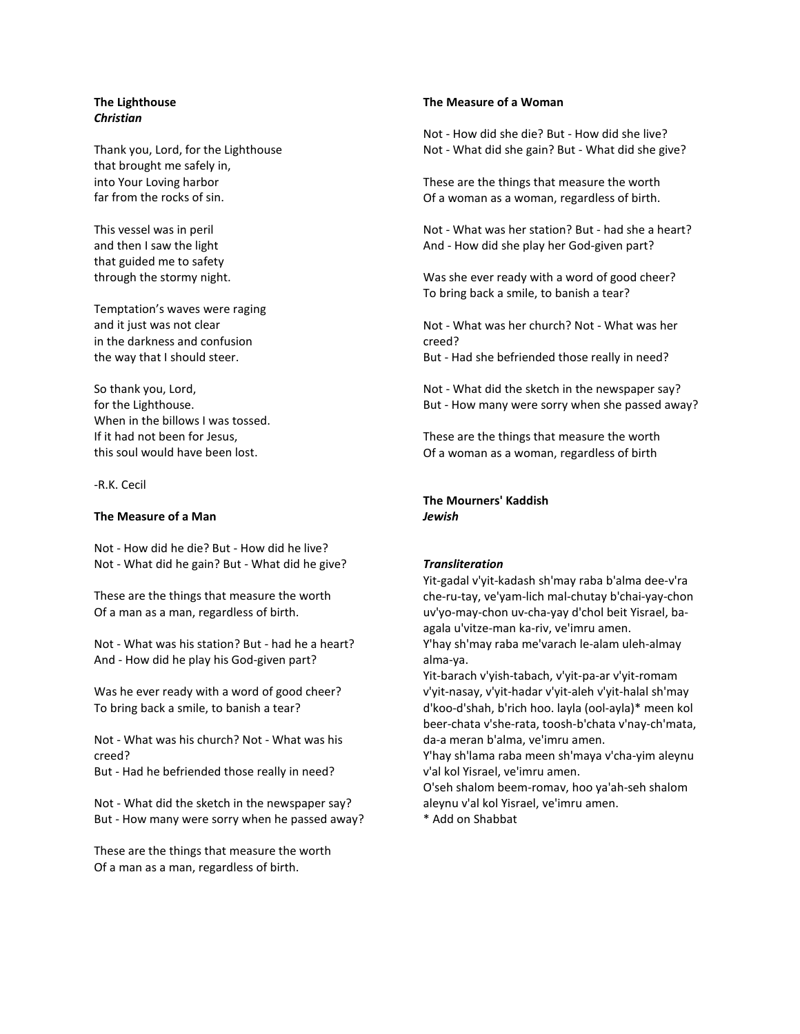**The Lighthouse**
***Christian***

Thank you, Lord, for the Lighthouse
that brought me safely in,
into Your Loving harbor
far from the rocks of sin.

This vessel was in peril
and then I saw the light
that guided me to safety
through the stormy night.

Temptation's waves were raging
and it just was not clear
in the darkness and confusion
the way that I should steer.

So thank you, Lord,
for the Lighthouse.
When in the billows I was tossed.
If it had not been for Jesus,
this soul would have been lost.

-R.K. Cecil

**The Measure of a Man**

Not - How did he die? But - How did he live?
Not - What did he gain? But - What did he give?

These are the things that measure the worth
Of a man as a man, regardless of birth.

Not - What was his station? But - had he a heart?
And - How did he play his God-given part?

Was he ever ready with a word of good cheer?
To bring back a smile, to banish a tear?

Not - What was his church? Not - What was his creed?
But - Had he befriended those really in need?

Not - What did the sketch in the newspaper say?
But - How many were sorry when he passed away?

These are the things that measure the worth
Of a man as a man, regardless of birth.

**The Measure of a Woman**

Not - How did she die? But - How did she live?
Not - What did she gain? But - What did she give?

These are the things that measure the worth
Of a woman as a woman, regardless of birth.

Not - What was her station? But - had she a heart?
And - How did she play her God-given part?

Was she ever ready with a word of good cheer?
To bring back a smile, to banish a tear?

Not - What was her church? Not - What was her creed?
But - Had she befriended those really in need?

Not - What did the sketch in the newspaper say?
But - How many were sorry when she passed away?

These are the things that measure the worth
Of a woman as a woman, regardless of birth

**The Mourners' Kaddish**
***Jewish***

***Transliteration***

Yit-gadal v'yit-kadash sh'may raba b'alma dee-v'ra che-ru-tay, ve'yam-lich mal-chutay b'chai-yay-chon uv'yo-may-chon uv-cha-yay d'chol beit Yisrael, ba-agala u'vitze-man ka-riv, ve'imru amen.
Y'hay sh'may raba me'varach le-alam uleh-almay alma-ya.
Yit-barach v'yish-tabach, v'yit-pa-ar v'yit-romam v'yit-nasay, v'yit-hadar v'yit-aleh v'yit-halal sh'may d'koo-d'shah, b'rich hoo. layla (ool-ayla)* meen kol beer-chata v'she-rata, toosh-b'chata v'nay-ch'mata, da-a meran b'alma, ve'imru amen.
Y'hay sh'lama raba meen sh'maya v'cha-yim aleynu v'al kol Yisrael, ve'imru amen.
O'seh shalom beem-romav, hoo ya'ah-seh shalom aleynu v'al kol Yisrael, ve'imru amen.
* Add on Shabbat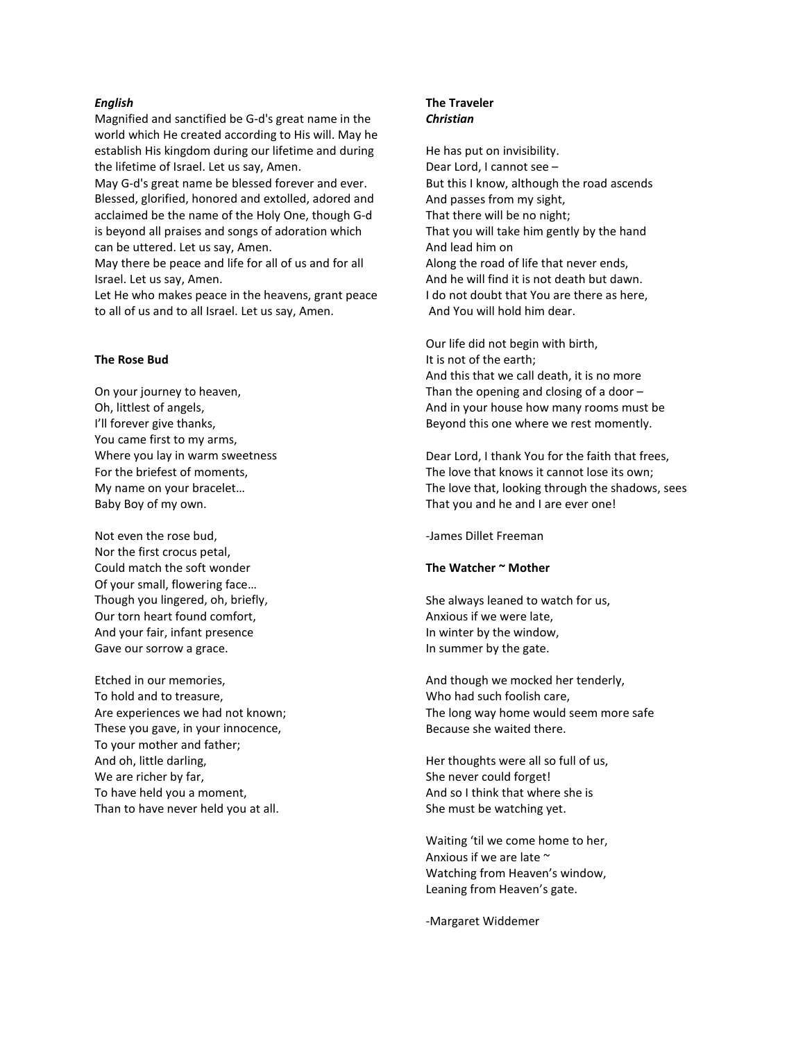***English***

Magnified and sanctified be G-d's great name in the world which He created according to His will. May he establish His kingdom during our lifetime and during the lifetime of Israel. Let us say, Amen.
May G-d's great name be blessed forever and ever.
Blessed, glorified, honored and extolled, adored and acclaimed be the name of the Holy One, though G-d is beyond all praises and songs of adoration which can be uttered. Let us say, Amen.
May there be peace and life for all of us and for all Israel. Let us say, Amen.
Let He who makes peace in the heavens, grant peace to all of us and to all Israel. Let us say, Amen.

**The Rose Bud**

On your journey to heaven,
Oh, littlest of angels,
I'll forever give thanks,
You came first to my arms,
Where you lay in warm sweetness
For the briefest of moments,
My name on your bracelet…
Baby Boy of my own.

Not even the rose bud,
Nor the first crocus petal,
Could match the soft wonder
Of your small, flowering face…
Though you lingered, oh, briefly,
Our torn heart found comfort,
And your fair, infant presence
Gave our sorrow a grace.

Etched in our memories,
To hold and to treasure,
Are experiences we had not known;
These you gave, in your innocence,
To your mother and father;
And oh, little darling,
We are richer by far,
To have held you a moment,
Than to have never held you at all.

**The Traveler**
***Christian***

He has put on invisibility.
Dear Lord, I cannot see –
But this I know, although the road ascends
And passes from my sight,
That there will be no night;
That you will take him gently by the hand
And lead him on
Along the road of life that never ends,
And he will find it is not death but dawn.
I do not doubt that You are there as here,
And You will hold him dear.

Our life did not begin with birth,
It is not of the earth;
And this that we call death, it is no more
Than the opening and closing of a door –
And in your house how many rooms must be
Beyond this one where we rest momently.

Dear Lord, I thank You for the faith that frees,
The love that knows it cannot lose its own;
The love that, looking through the shadows, sees
That you and he and I are ever one!

-James Dillet Freeman

**The Watcher ~ Mother**

She always leaned to watch for us,
Anxious if we were late,
In winter by the window,
In summer by the gate.

And though we mocked her tenderly,
Who had such foolish care,
The long way home would seem more safe
Because she waited there.

Her thoughts were all so full of us,
She never could forget!
And so I think that where she is
She must be watching yet.

Waiting 'til we come home to her,
Anxious if we are late ~
Watching from Heaven's window,
Leaning from Heaven's gate.

-Margaret Widdemer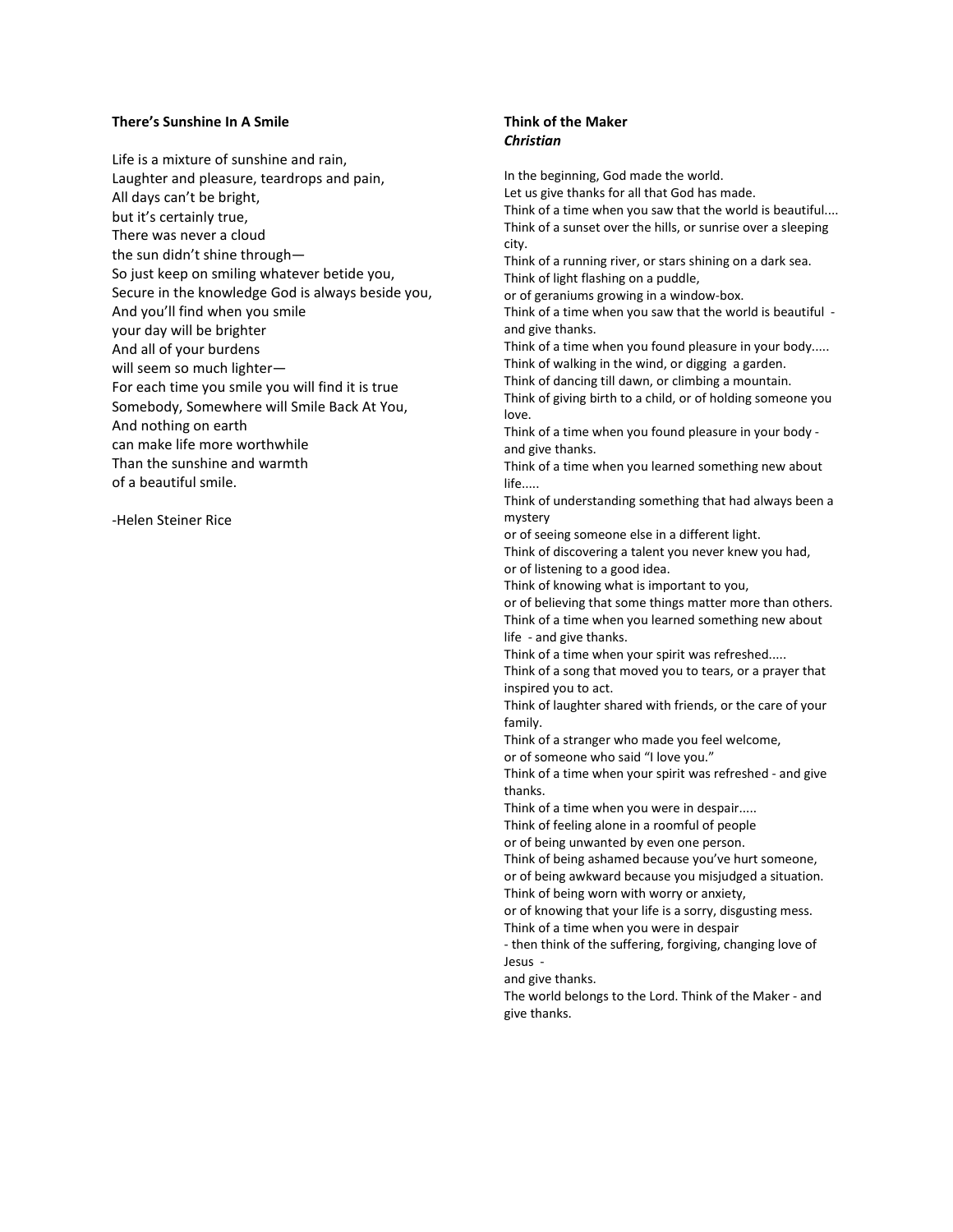**There's Sunshine In A Smile**

Life is a mixture of sunshine and rain,  
Laughter and pleasure, teardrops and pain,  
All days can't be bright,  
but it's certainly true,  
There was never a cloud  
the sun didn't shine through—  
So just keep on smiling whatever betide you,  
Secure in the knowledge God is always beside you,  
And you'll find when you smile  
your day will be brighter  
And all of your burdens  
will seem so much lighter—  
For each time you smile you will find it is true  
Somebody, Somewhere will Smile Back At You,  
And nothing on earth  
can make life more worthwhile  
Than the sunshine and warmth  
of a beautiful smile.

-Helen Steiner Rice

**Think of the Maker**  
***Christian***

In the beginning, God made the world.  
Let us give thanks for all that God has made.  
Think of a time when you saw that the world is beautiful....  
Think of a sunset over the hills, or sunrise over a sleeping city.  
Think of a running river, or stars shining on a dark sea.  
Think of light flashing on a puddle,  
or of geraniums growing in a window-box.  
Think of a time when you saw that the world is beautiful - and give thanks.  
Think of a time when you found pleasure in your body.....  
Think of walking in the wind, or digging a garden.  
Think of dancing till dawn, or climbing a mountain.  
Think of giving birth to a child, or of holding someone you love.  
Think of a time when you found pleasure in your body - and give thanks.  
Think of a time when you learned something new about life.....  
Think of understanding something that had always been a mystery  
or of seeing someone else in a different light.  
Think of discovering a talent you never knew you had,  
or of listening to a good idea.  
Think of knowing what is important to you,  
or of believing that some things matter more than others.  
Think of a time when you learned something new about life - and give thanks.  
Think of a time when your spirit was refreshed.....  
Think of a song that moved you to tears, or a prayer that inspired you to act.  
Think of laughter shared with friends, or the care of your family.  
Think of a stranger who made you feel welcome,  
or of someone who said "I love you."  
Think of a time when your spirit was refreshed - and give thanks.  
Think of a time when you were in despair.....  
Think of feeling alone in a roomful of people  
or of being unwanted by even one person.  
Think of being ashamed because you've hurt someone,  
or of being awkward because you misjudged a situation.  
Think of being worn with worry or anxiety,  
or of knowing that your life is a sorry, disgusting mess.  
Think of a time when you were in despair  
- then think of the suffering, forgiving, changing love of Jesus -  
and give thanks.  
The world belongs to the Lord. Think of the Maker - and give thanks.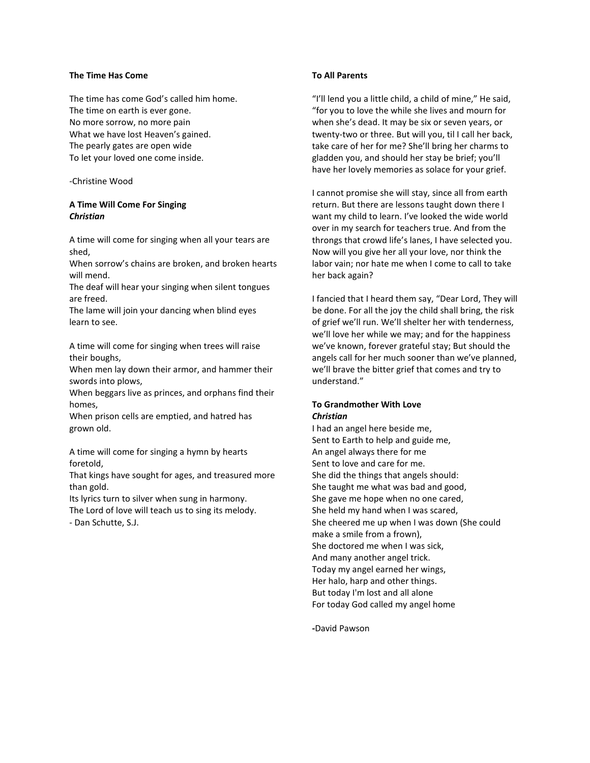**The Time Has Come**

The time has come God's called him home.
The time on earth is ever gone.
No more sorrow, no more pain
What we have lost Heaven's gained.
The pearly gates are open wide
To let your loved one come inside.

-Christine Wood

**A Time Will Come For Singing**
***Christian***

A time will come for singing when all your tears are shed,
When sorrow's chains are broken, and broken hearts will mend.
The deaf will hear your singing when silent tongues are freed.
The lame will join your dancing when blind eyes learn to see.

A time will come for singing when trees will raise their boughs,
When men lay down their armor, and hammer their swords into plows,
When beggars live as princes, and orphans find their homes,
When prison cells are emptied, and hatred has grown old.

A time will come for singing a hymn by hearts foretold,
That kings have sought for ages, and treasured more than gold.
Its lyrics turn to silver when sung in harmony.
The Lord of love will teach us to sing its melody.
- Dan Schutte, S.J.

**To All Parents**

"I'll lend you a little child, a child of mine," He said, "for you to love the while she lives and mourn for when she's dead. It may be six or seven years, or twenty-two or three. But will you, til I call her back, take care of her for me? She'll bring her charms to gladden you, and should her stay be brief; you'll have her lovely memories as solace for your grief.

I cannot promise she will stay, since all from earth return. But there are lessons taught down there I want my child to learn. I've looked the wide world over in my search for teachers true. And from the throngs that crowd life's lanes, I have selected you. Now will you give her all your love, nor think the labor vain; nor hate me when I come to call to take her back again?

I fancied that I heard them say, "Dear Lord, They will be done. For all the joy the child shall bring, the risk of grief we'll run. We'll shelter her with tenderness, we'll love her while we may; and for the happiness we've known, forever grateful stay; But should the angels call for her much sooner than we've planned, we'll brave the bitter grief that comes and try to understand."

**To Grandmother With Love**
***Christian***

I had an angel here beside me,
Sent to Earth to help and guide me,
An angel always there for me
Sent to love and care for me.
She did the things that angels should:
She taught me what was bad and good,
She gave me hope when no one cared,
She held my hand when I was scared,
She cheered me up when I was down (She could make a smile from a frown),
She doctored me when I was sick,
And many another angel trick.
Today my angel earned her wings,
Her halo, harp and other things.
But today I'm lost and all alone
For today God called my angel home

-David Pawson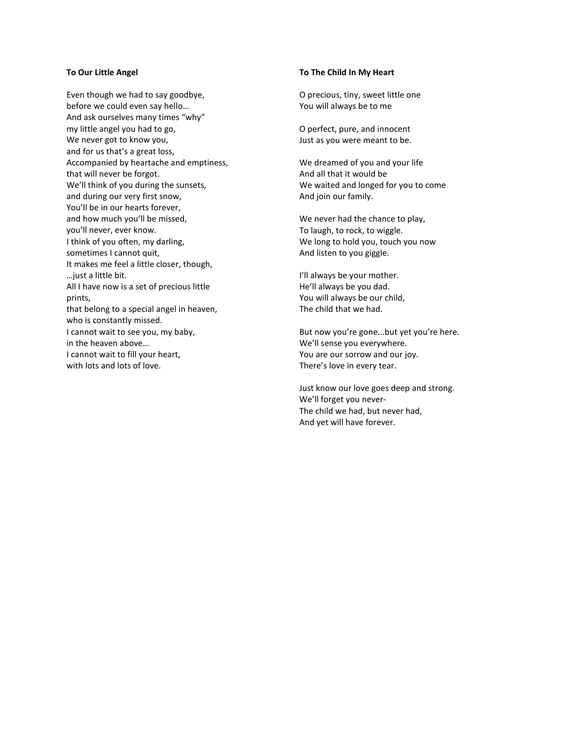**To Our Little Angel**

Even though we had to say goodbye,
before we could even say hello…
And ask ourselves many times "why"
my little angel you had to go,
We never got to know you,
and for us that's a great loss,
Accompanied by heartache and emptiness,
that will never be forgot.
We'll think of you during the sunsets,
and during our very first snow,
You'll be in our hearts forever,
and how much you'll be missed,
you'll never, ever know.
I think of you often, my darling,
sometimes I cannot quit,
It makes me feel a little closer, though,
…just a little bit.
All I have now is a set of precious little
prints,
that belong to a special angel in heaven,
who is constantly missed.
I cannot wait to see you, my baby,
in the heaven above…
I cannot wait to fill your heart,
with lots and lots of love.

**To The Child In My Heart**

O precious, tiny, sweet little one
You will always be to me

O perfect, pure, and innocent
Just as you were meant to be.

We dreamed of you and your life
And all that it would be
We waited and longed for you to come
And join our family.

We never had the chance to play,
To laugh, to rock, to wiggle.
We long to hold you, touch you now
And listen to you giggle.

I'll always be your mother.
He'll always be you dad.
You will always be our child,
The child that we had.

But now you're gone...but yet you're here.
We'll sense you everywhere.
You are our sorrow and our joy.
There's love in every tear.

Just know our love goes deep and strong.
We'll forget you never-
The child we had, but never had,
And yet will have forever.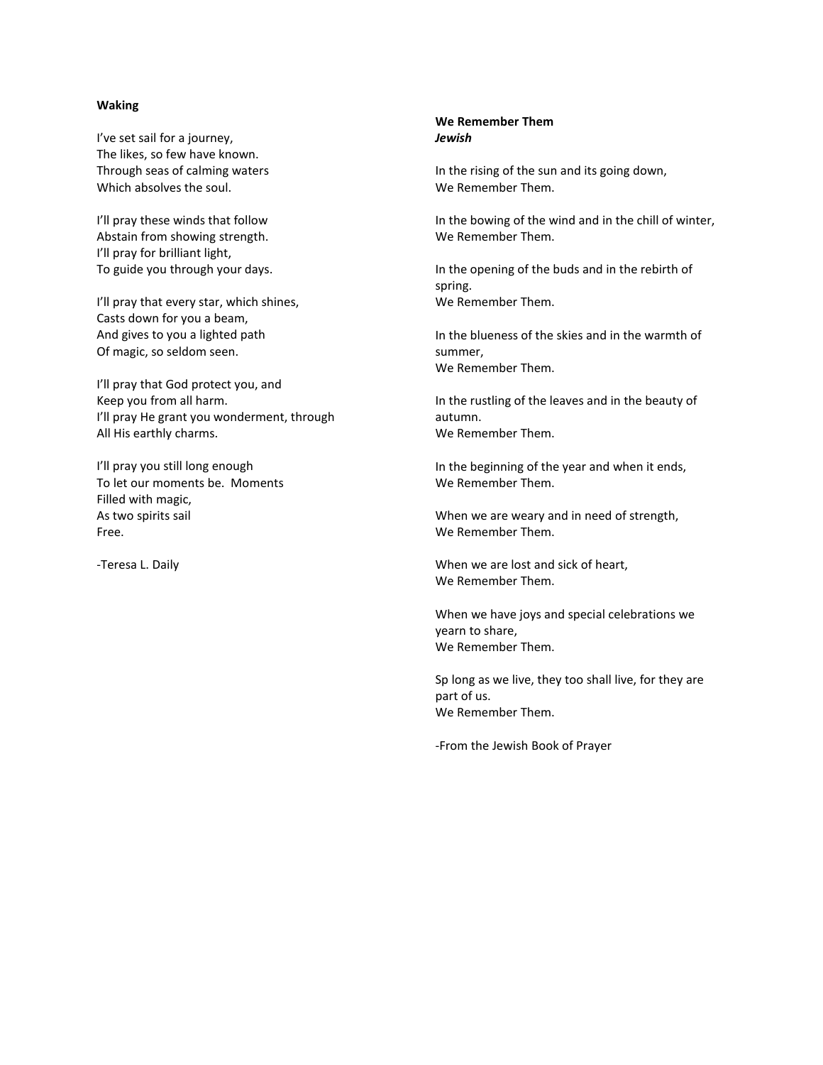**Waking**

I've set sail for a journey,
The likes, so few have known.
Through seas of calming waters
Which absolves the soul.

I'll pray these winds that follow
Abstain from showing strength.
I'll pray for brilliant light,
To guide you through your days.

I'll pray that every star, which shines,
Casts down for you a beam,
And gives to you a lighted path
Of magic, so seldom seen.

I'll pray that God protect you, and
Keep you from all harm.
I'll pray He grant you wonderment, through
All His earthly charms.

I'll pray you still long enough
To let our moments be. Moments
Filled with magic,
As two spirits sail
Free.

-Teresa L. Daily

**We Remember Them**
***Jewish***

In the rising of the sun and its going down,
We Remember Them.

In the bowing of the wind and in the chill of winter,
We Remember Them.

In the opening of the buds and in the rebirth of spring.
We Remember Them.

In the blueness of the skies and in the warmth of summer,
We Remember Them.

In the rustling of the leaves and in the beauty of autumn.
We Remember Them.

In the beginning of the year and when it ends,
We Remember Them.

When we are weary and in need of strength,
We Remember Them.

When we are lost and sick of heart,
We Remember Them.

When we have joys and special celebrations we yearn to share,
We Remember Them.

Sp long as we live, they too shall live, for they are part of us.
We Remember Them.

-From the Jewish Book of Prayer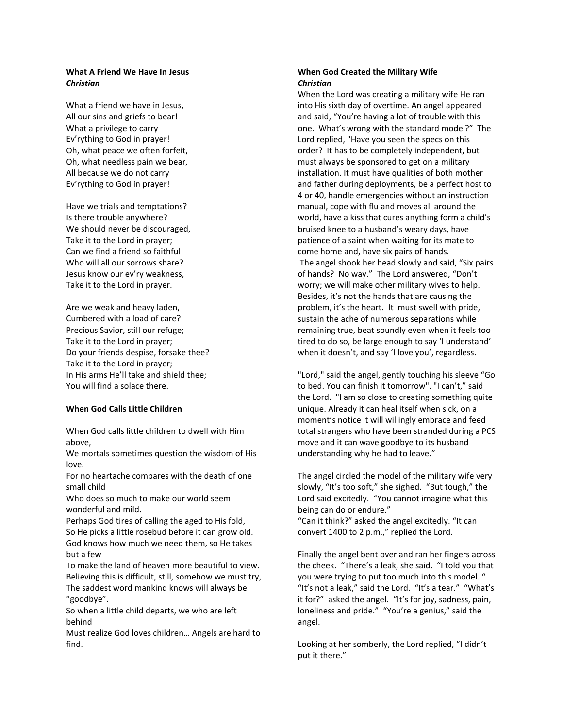**What A Friend We Have In Jesus**
***Christian***

What a friend we have in Jesus,
All our sins and griefs to bear!
What a privilege to carry
Ev'rything to God in prayer!
Oh, what peace we often forfeit,
Oh, what needless pain we bear,
All because we do not carry
Ev'rything to God in prayer!

Have we trials and temptations?
Is there trouble anywhere?
We should never be discouraged,
Take it to the Lord in prayer;
Can we find a friend so faithful
Who will all our sorrows share?
Jesus know our ev'ry weakness,
Take it to the Lord in prayer.

Are we weak and heavy laden,
Cumbered with a load of care?
Precious Savior, still our refuge;
Take it to the Lord in prayer;
Do your friends despise, forsake thee?
Take it to the Lord in prayer;
In His arms He'll take and shield thee;
You will find a solace there.

**When God Calls Little Children**

When God calls little children to dwell with Him above,
We mortals sometimes question the wisdom of His love.
For no heartache compares with the death of one small child
Who does so much to make our world seem wonderful and mild.
Perhaps God tires of calling the aged to His fold,
So He picks a little rosebud before it can grow old.
God knows how much we need them, so He takes but a few
To make the land of heaven more beautiful to view.
Believing this is difficult, still, somehow we must try,
The saddest word mankind knows will always be "goodbye".
So when a little child departs, we who are left behind
Must realize God loves children… Angels are hard to find.

**When God Created the Military Wife**
***Christian***

When the Lord was creating a military wife He ran into His sixth day of overtime. An angel appeared and said, "You're having a lot of trouble with this one. What's wrong with the standard model?" The Lord replied, "Have you seen the specs on this order? It has to be completely independent, but must always be sponsored to get on a military installation. It must have qualities of both mother and father during deployments, be a perfect host to 4 or 40, handle emergencies without an instruction manual, cope with flu and moves all around the world, have a kiss that cures anything form a child's bruised knee to a husband's weary days, have patience of a saint when waiting for its mate to come home and, have six pairs of hands.
The angel shook her head slowly and said, "Six pairs of hands? No way." The Lord answered, "Don't worry; we will make other military wives to help. Besides, it's not the hands that are causing the problem, it's the heart. It must swell with pride, sustain the ache of numerous separations while remaining true, beat soundly even when it feels too tired to do so, be large enough to say 'I understand' when it doesn't, and say 'I love you', regardless.

"Lord," said the angel, gently touching his sleeve "Go to bed. You can finish it tomorrow". "I can't," said the Lord. "I am so close to creating something quite unique. Already it can heal itself when sick, on a moment's notice it will willingly embrace and feed total strangers who have been stranded during a PCS move and it can wave goodbye to its husband understanding why he had to leave."

The angel circled the model of the military wife very slowly, "It's too soft," she sighed. "But tough," the Lord said excitedly. "You cannot imagine what this being can do or endure."
"Can it think?" asked the angel excitedly. "It can convert 1400 to 2 p.m.," replied the Lord.

Finally the angel bent over and ran her fingers across the cheek. "There's a leak, she said. "I told you that you were trying to put too much into this model. "
"It's not a leak," said the Lord. "It's a tear." "What's it for?" asked the angel. "It's for joy, sadness, pain, loneliness and pride." "You're a genius," said the angel.

Looking at her somberly, the Lord replied, "I didn't put it there."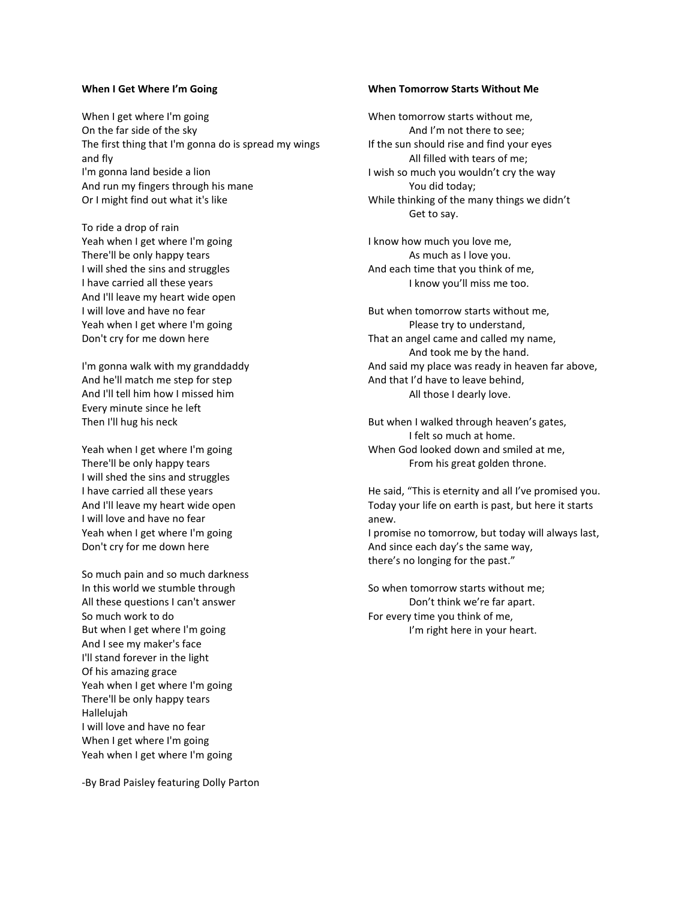**When I Get Where I'm Going**

When I get where I'm going
On the far side of the sky
The first thing that I'm gonna do is spread my wings and fly
I'm gonna land beside a lion
And run my fingers through his mane
Or I might find out what it's like

To ride a drop of rain
Yeah when I get where I'm going
There'll be only happy tears
I will shed the sins and struggles
I have carried all these years
And I'll leave my heart wide open
I will love and have no fear
Yeah when I get where I'm going
Don't cry for me down here

I'm gonna walk with my granddaddy
And he'll match me step for step
And I'll tell him how I missed him
Every minute since he left
Then I'll hug his neck

Yeah when I get where I'm going
There'll be only happy tears
I will shed the sins and struggles
I have carried all these years
And I'll leave my heart wide open
I will love and have no fear
Yeah when I get where I'm going
Don't cry for me down here

So much pain and so much darkness
In this world we stumble through
All these questions I can't answer
So much work to do
But when I get where I'm going
And I see my maker's face
I'll stand forever in the light
Of his amazing grace
Yeah when I get where I'm going
There'll be only happy tears
Hallelujah
I will love and have no fear
When I get where I'm going
Yeah when I get where I'm going

-By Brad Paisley featuring Dolly Parton

**When Tomorrow Starts Without Me**

When tomorrow starts without me,
And I'm not there to see;
If the sun should rise and find your eyes
All filled with tears of me;
I wish so much you wouldn't cry the way
You did today;
While thinking of the many things we didn't
Get to say.

I know how much you love me,
As much as I love you.
And each time that you think of me,
I know you'll miss me too.

But when tomorrow starts without me,
Please try to understand,
That an angel came and called my name,
And took me by the hand.
And said my place was ready in heaven far above,
And that I'd have to leave behind,
All those I dearly love.

But when I walked through heaven's gates,
I felt so much at home.
When God looked down and smiled at me,
From his great golden throne.

He said, "This is eternity and all I've promised you.
Today your life on earth is past, but here it starts anew.
I promise no tomorrow, but today will always last,
And since each day's the same way,
there's no longing for the past."

So when tomorrow starts without me;
Don't think we're far apart.
For every time you think of me,
I'm right here in your heart.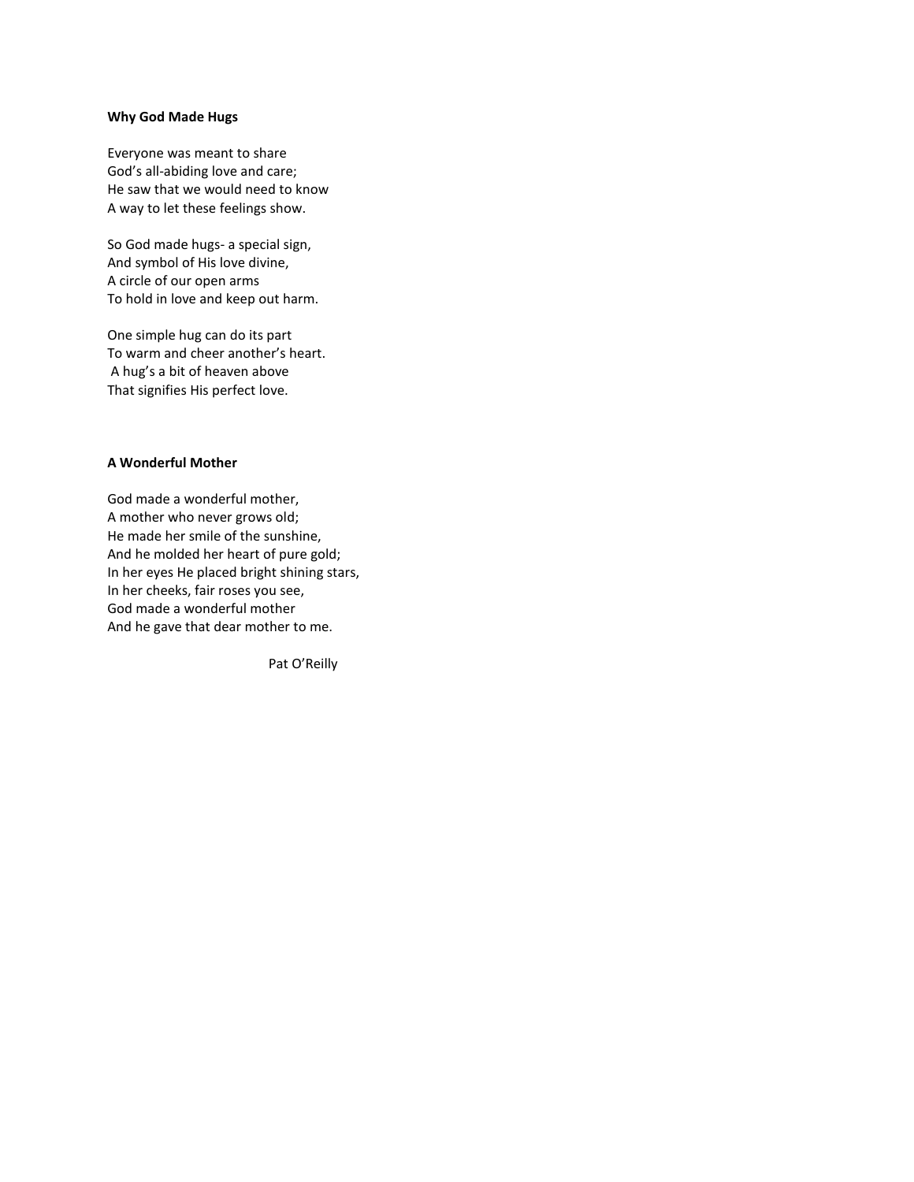**Why God Made Hugs**

Everyone was meant to share  
God's all-abiding love and care;  
He saw that we would need to know  
A way to let these feelings show.

So God made hugs- a special sign,  
And symbol of His love divine,  
A circle of our open arms  
To hold in love and keep out harm.

One simple hug can do its part  
To warm and cheer another's heart.  
A hug's a bit of heaven above  
That signifies His perfect love.

**A Wonderful Mother**

God made a wonderful mother,  
A mother who never grows old;  
He made her smile of the sunshine,  
And he molded her heart of pure gold;  
In her eyes He placed bright shining stars,  
In her cheeks, fair roses you see,  
God made a wonderful mother  
And he gave that dear mother to me.

Pat O'Reilly